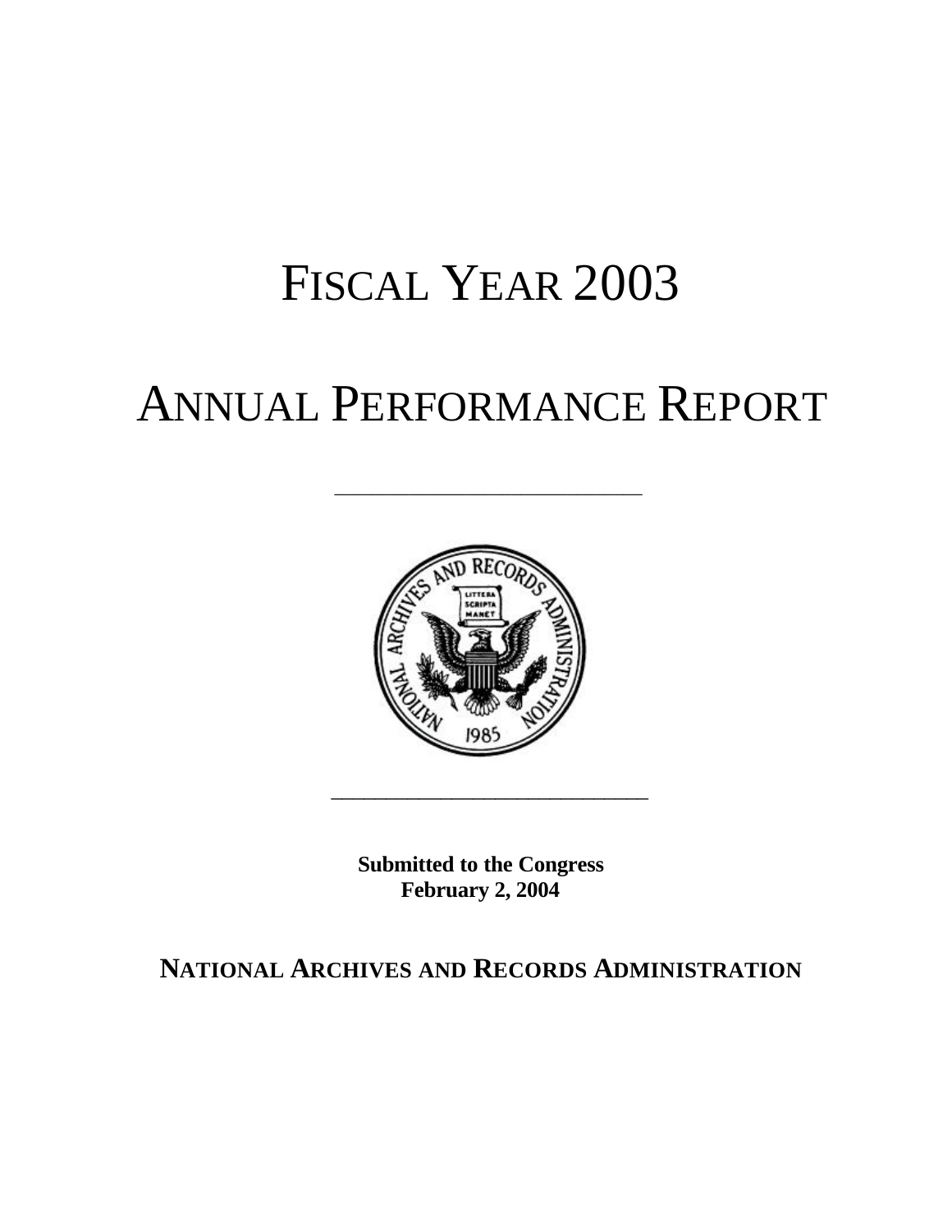# FISCAL YEAR 2003

# ANNUAL PERFORMANCE REPORT

**Submitted to the Congress**
**February 2, 2004**

**NATIONAL ARCHIVES AND RECORDS ADMINISTRATION**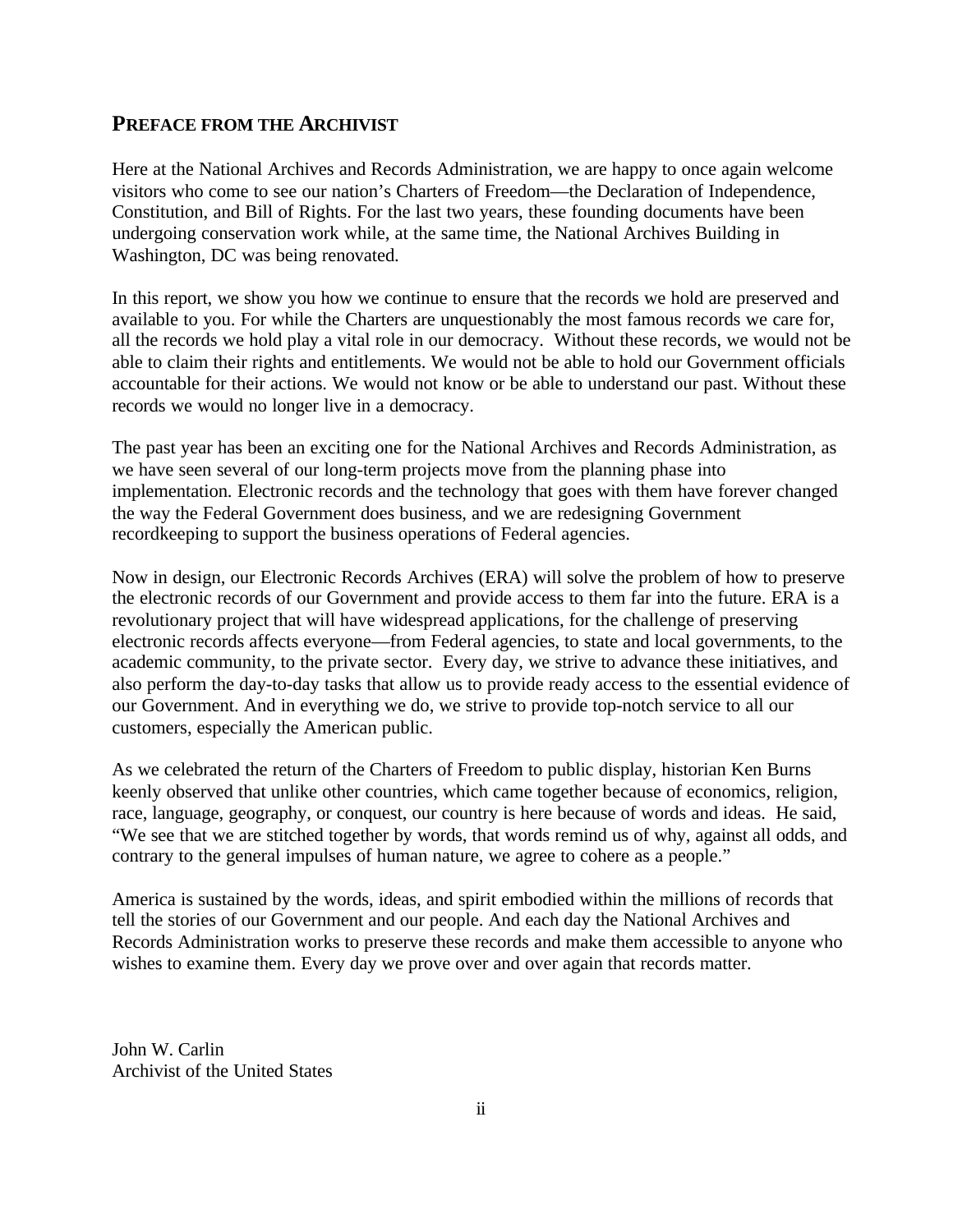## PREFACE FROM THE ARCHIVIST

Here at the National Archives and Records Administration, we are happy to once again welcome visitors who come to see our nation's Charters of Freedom—the Declaration of Independence, Constitution, and Bill of Rights. For the last two years, these founding documents have been undergoing conservation work while, at the same time, the National Archives Building in Washington, DC was being renovated.

In this report, we show you how we continue to ensure that the records we hold are preserved and available to you. For while the Charters are unquestionably the most famous records we care for, all the records we hold play a vital role in our democracy. Without these records, we would not be able to claim their rights and entitlements. We would not be able to hold our Government officials accountable for their actions. We would not know or be able to understand our past. Without these records we would no longer live in a democracy.

The past year has been an exciting one for the National Archives and Records Administration, as we have seen several of our long-term projects move from the planning phase into implementation. Electronic records and the technology that goes with them have forever changed the way the Federal Government does business, and we are redesigning Government recordkeeping to support the business operations of Federal agencies.

Now in design, our Electronic Records Archives (ERA) will solve the problem of how to preserve the electronic records of our Government and provide access to them far into the future. ERA is a revolutionary project that will have widespread applications, for the challenge of preserving electronic records affects everyone—from Federal agencies, to state and local governments, to the academic community, to the private sector. Every day, we strive to advance these initiatives, and also perform the day-to-day tasks that allow us to provide ready access to the essential evidence of our Government. And in everything we do, we strive to provide top-notch service to all our customers, especially the American public.

As we celebrated the return of the Charters of Freedom to public display, historian Ken Burns keenly observed that unlike other countries, which came together because of economics, religion, race, language, geography, or conquest, our country is here because of words and ideas. He said, "We see that we are stitched together by words, that words remind us of why, against all odds, and contrary to the general impulses of human nature, we agree to cohere as a people."

America is sustained by the words, ideas, and spirit embodied within the millions of records that tell the stories of our Government and our people. And each day the National Archives and Records Administration works to preserve these records and make them accessible to anyone who wishes to examine them. Every day we prove over and over again that records matter.

John W. Carlin
Archivist of the United States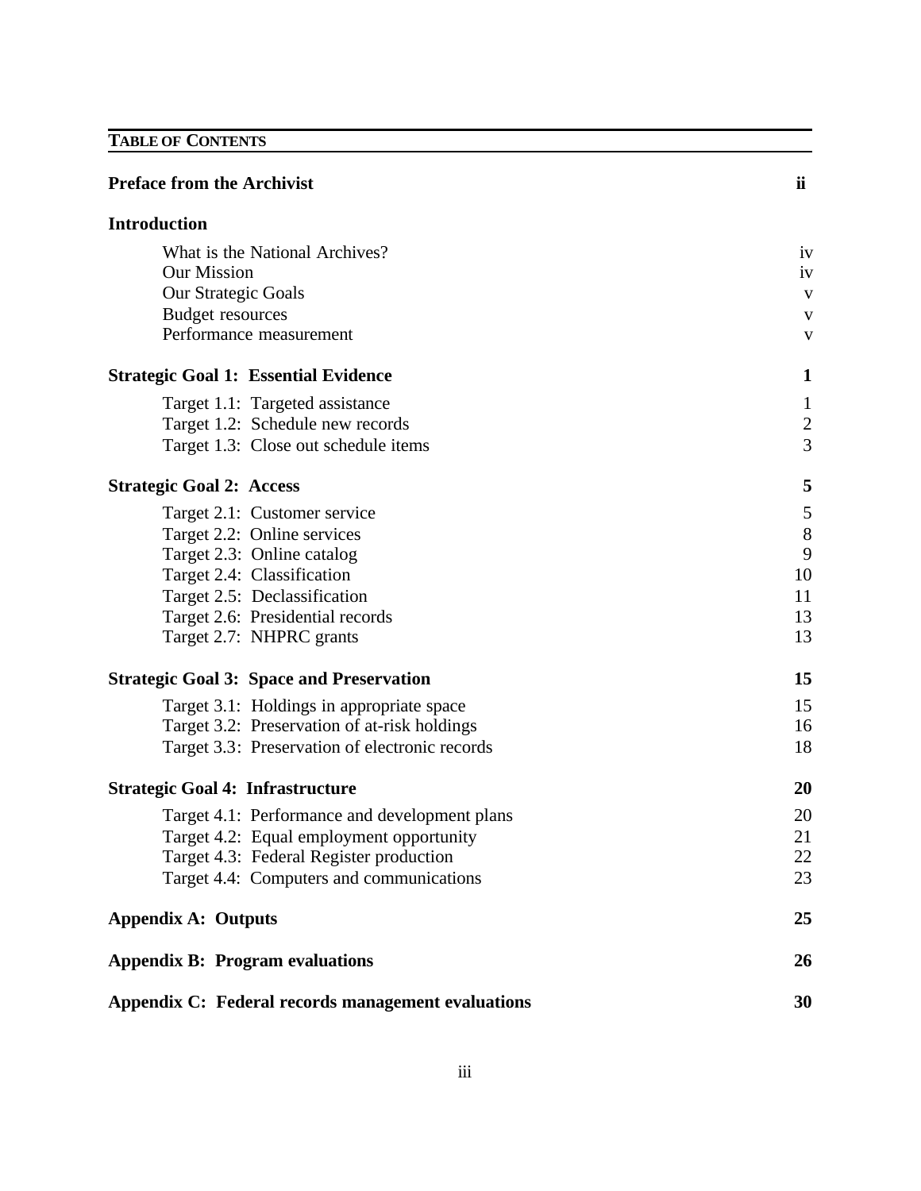## TABLE OF CONTENTS

| | |
|---|---|
| **Preface from the Archivist** | **ii** |
| **Introduction** | |
| What is the National Archives? | iv |
| Our Mission | iv |
| Our Strategic Goals | v |
| Budget resources | v |
| Performance measurement | v |
| **Strategic Goal 1: Essential Evidence** | **1** |
| Target 1.1: Targeted assistance | 1 |
| Target 1.2: Schedule new records | 2 |
| Target 1.3: Close out schedule items | 3 |
| **Strategic Goal 2: Access** | **5** |
| Target 2.1: Customer service | 5 |
| Target 2.2: Online services | 8 |
| Target 2.3: Online catalog | 9 |
| Target 2.4: Classification | 10 |
| Target 2.5: Declassification | 11 |
| Target 2.6: Presidential records | 13 |
| Target 2.7: NHPRC grants | 13 |
| **Strategic Goal 3: Space and Preservation** | **15** |
| Target 3.1: Holdings in appropriate space | 15 |
| Target 3.2: Preservation of at-risk holdings | 16 |
| Target 3.3: Preservation of electronic records | 18 |
| **Strategic Goal 4: Infrastructure** | **20** |
| Target 4.1: Performance and development plans | 20 |
| Target 4.2: Equal employment opportunity | 21 |
| Target 4.3: Federal Register production | 22 |
| Target 4.4: Computers and communications | 23 |
| **Appendix A: Outputs** | **25** |
| **Appendix B: Program evaluations** | **26** |
| **Appendix C: Federal records management evaluations** | **30** |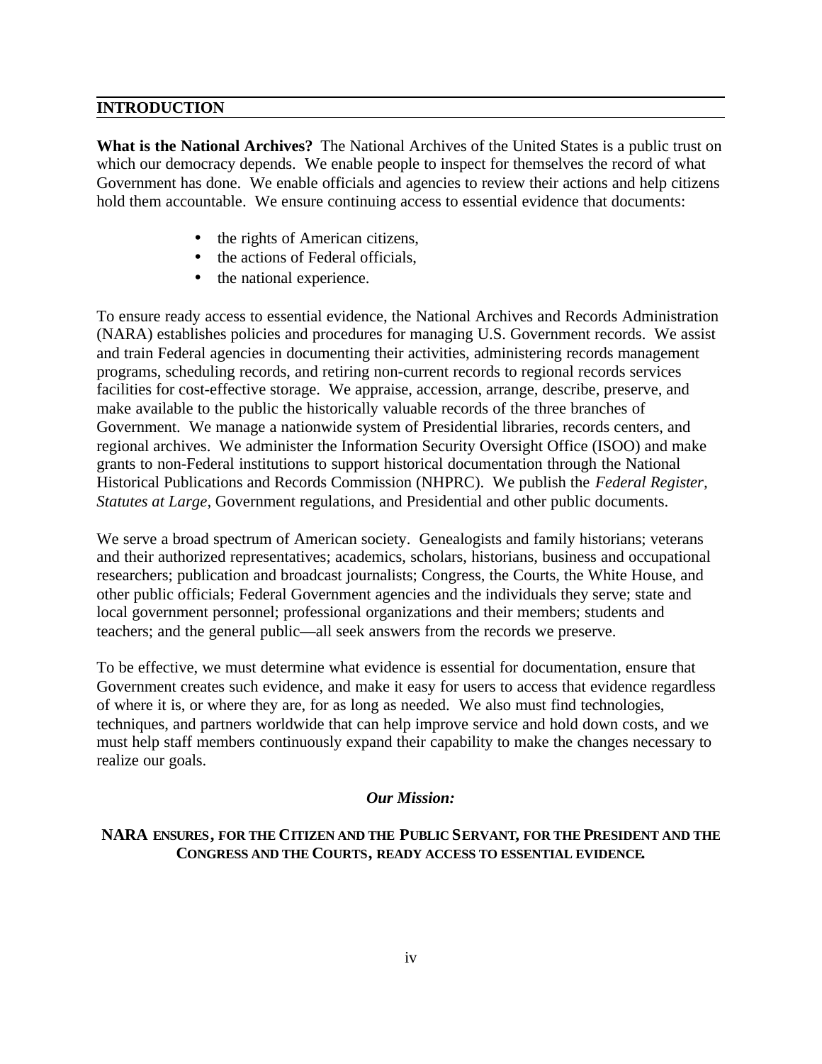## INTRODUCTION

**What is the National Archives?** The National Archives of the United States is a public trust on which our democracy depends. We enable people to inspect for themselves the record of what Government has done. We enable officials and agencies to review their actions and help citizens hold them accountable. We ensure continuing access to essential evidence that documents:

- the rights of American citizens,
- the actions of Federal officials,
- the national experience.

To ensure ready access to essential evidence, the National Archives and Records Administration (NARA) establishes policies and procedures for managing U.S. Government records. We assist and train Federal agencies in documenting their activities, administering records management programs, scheduling records, and retiring non-current records to regional records services facilities for cost-effective storage. We appraise, accession, arrange, describe, preserve, and make available to the public the historically valuable records of the three branches of Government. We manage a nationwide system of Presidential libraries, records centers, and regional archives. We administer the Information Security Oversight Office (ISOO) and make grants to non-Federal institutions to support historical documentation through the National Historical Publications and Records Commission (NHPRC). We publish the *Federal Register, Statutes at Large,* Government regulations, and Presidential and other public documents.

We serve a broad spectrum of American society. Genealogists and family historians; veterans and their authorized representatives; academics, scholars, historians, business and occupational researchers; publication and broadcast journalists; Congress, the Courts, the White House, and other public officials; Federal Government agencies and the individuals they serve; state and local government personnel; professional organizations and their members; students and teachers; and the general public—all seek answers from the records we preserve.

To be effective, we must determine what evidence is essential for documentation, ensure that Government creates such evidence, and make it easy for users to access that evidence regardless of where it is, or where they are, for as long as needed. We also must find technologies, techniques, and partners worldwide that can help improve service and hold down costs, and we must help staff members continuously expand their capability to make the changes necessary to realize our goals.

***Our Mission:***

**NARA ENSURES, FOR THE CITIZEN AND THE PUBLIC SERVANT, FOR THE PRESIDENT AND THE CONGRESS AND THE COURTS, READY ACCESS TO ESSENTIAL EVIDENCE.**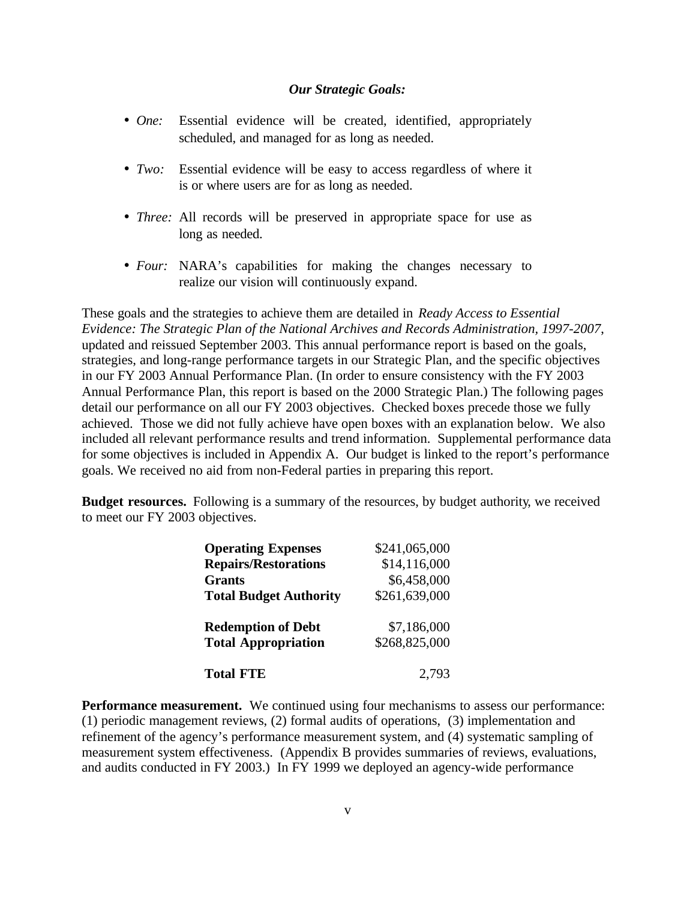***Our Strategic Goals:***

- *One:* Essential evidence will be created, identified, appropriately scheduled, and managed for as long as needed.
- *Two:* Essential evidence will be easy to access regardless of where it is or where users are for as long as needed.
- *Three:* All records will be preserved in appropriate space for use as long as needed.
- *Four:* NARA's capabilities for making the changes necessary to realize our vision will continuously expand.

These goals and the strategies to achieve them are detailed in *Ready Access to Essential Evidence: The Strategic Plan of the National Archives and Records Administration, 1997-2007*, updated and reissued September 2003. This annual performance report is based on the goals, strategies, and long-range performance targets in our Strategic Plan, and the specific objectives in our FY 2003 Annual Performance Plan. (In order to ensure consistency with the FY 2003 Annual Performance Plan, this report is based on the 2000 Strategic Plan.) The following pages detail our performance on all our FY 2003 objectives. Checked boxes precede those we fully achieved. Those we did not fully achieve have open boxes with an explanation below. We also included all relevant performance results and trend information. Supplemental performance data for some objectives is included in Appendix A. Our budget is linked to the report's performance goals. We received no aid from non-Federal parties in preparing this report.

**Budget resources.** Following is a summary of the resources, by budget authority, we received to meet our FY 2003 objectives.

| | |
|---|---|
| **Operating Expenses** | $241,065,000 |
| **Repairs/Restorations** | $14,116,000 |
| **Grants** | $6,458,000 |
| **Total Budget Authority** | $261,639,000 |
| | |
| **Redemption of Debt** | $7,186,000 |
| **Total Appropriation** | $268,825,000 |
| | |
| **Total FTE** | 2,793 |

**Performance measurement.** We continued using four mechanisms to assess our performance: (1) periodic management reviews, (2) formal audits of operations, (3) implementation and refinement of the agency's performance measurement system, and (4) systematic sampling of measurement system effectiveness. (Appendix B provides summaries of reviews, evaluations, and audits conducted in FY 2003.) In FY 1999 we deployed an agency-wide performance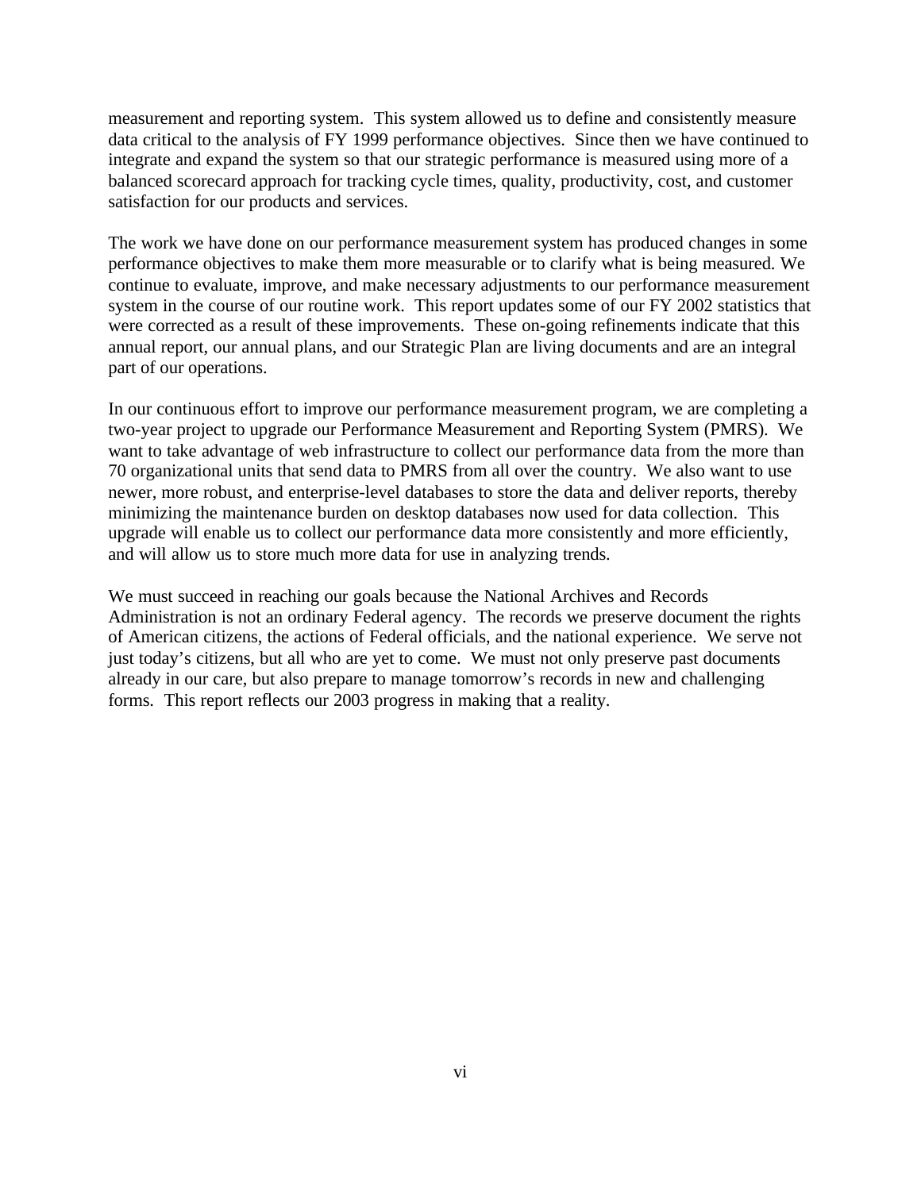measurement and reporting system. This system allowed us to define and consistently measure data critical to the analysis of FY 1999 performance objectives. Since then we have continued to integrate and expand the system so that our strategic performance is measured using more of a balanced scorecard approach for tracking cycle times, quality, productivity, cost, and customer satisfaction for our products and services.

The work we have done on our performance measurement system has produced changes in some performance objectives to make them more measurable or to clarify what is being measured. We continue to evaluate, improve, and make necessary adjustments to our performance measurement system in the course of our routine work. This report updates some of our FY 2002 statistics that were corrected as a result of these improvements. These on-going refinements indicate that this annual report, our annual plans, and our Strategic Plan are living documents and are an integral part of our operations.

In our continuous effort to improve our performance measurement program, we are completing a two-year project to upgrade our Performance Measurement and Reporting System (PMRS). We want to take advantage of web infrastructure to collect our performance data from the more than 70 organizational units that send data to PMRS from all over the country. We also want to use newer, more robust, and enterprise-level databases to store the data and deliver reports, thereby minimizing the maintenance burden on desktop databases now used for data collection. This upgrade will enable us to collect our performance data more consistently and more efficiently, and will allow us to store much more data for use in analyzing trends.

We must succeed in reaching our goals because the National Archives and Records Administration is not an ordinary Federal agency. The records we preserve document the rights of American citizens, the actions of Federal officials, and the national experience. We serve not just today's citizens, but all who are yet to come. We must not only preserve past documents already in our care, but also prepare to manage tomorrow's records in new and challenging forms. This report reflects our 2003 progress in making that a reality.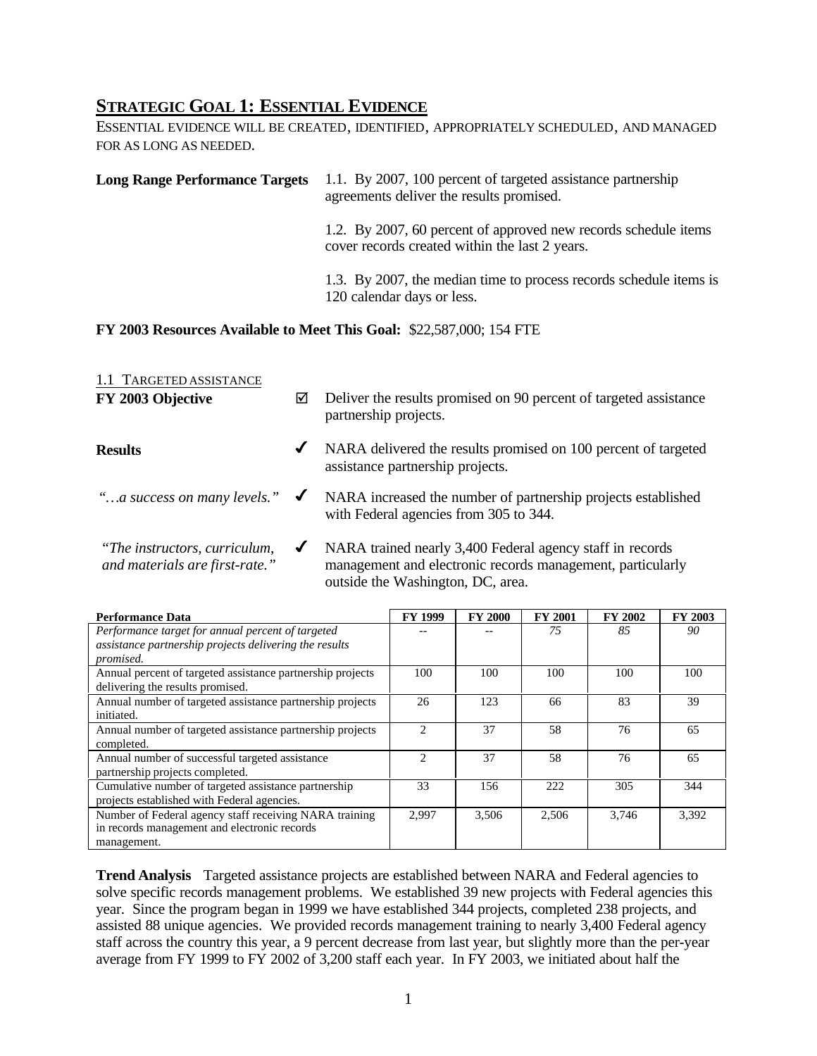## STRATEGIC GOAL 1: ESSENTIAL EVIDENCE

ESSENTIAL EVIDENCE WILL BE CREATED, IDENTIFIED, APPROPRIATELY SCHEDULED, AND MANAGED FOR AS LONG AS NEEDED.

**Long Range Performance Targets**

1.1. By 2007, 100 percent of targeted assistance partnership agreements deliver the results promised.

1.2. By 2007, 60 percent of approved new records schedule items cover records created within the last 2 years.

1.3. By 2007, the median time to process records schedule items is 120 calendar days or less.

**FY 2003 Resources Available to Meet This Goal:** $22,587,000; 154 FTE

1.1 TARGETED ASSISTANCE

**FY 2003 Objective** ☑ Deliver the results promised on 90 percent of targeted assistance partnership projects.

**Results** ✔ NARA delivered the results promised on 100 percent of targeted assistance partnership projects.

*"…a success on many levels."* ✔ NARA increased the number of partnership projects established with Federal agencies from 305 to 344.

*"The instructors, curriculum, and materials are first-rate."* ✔ NARA trained nearly 3,400 Federal agency staff in records management and electronic records management, particularly outside the Washington, DC, area.

| Performance Data | FY 1999 | FY 2000 | FY 2001 | FY 2002 | FY 2003 |
|---|---|---|---|---|---|
| *Performance target for annual percent of targeted assistance partnership projects delivering the results promised.* | -- | -- | *75* | *85* | *90* |
| Annual percent of targeted assistance partnership projects delivering the results promised. | 100 | 100 | 100 | 100 | 100 |
| Annual number of targeted assistance partnership projects initiated. | 26 | 123 | 66 | 83 | 39 |
| Annual number of targeted assistance partnership projects completed. | 2 | 37 | 58 | 76 | 65 |
| Annual number of successful targeted assistance partnership projects completed. | 2 | 37 | 58 | 76 | 65 |
| Cumulative number of targeted assistance partnership projects established with Federal agencies. | 33 | 156 | 222 | 305 | 344 |
| Number of Federal agency staff receiving NARA training in records management and electronic records management. | 2,997 | 3,506 | 2,506 | 3,746 | 3,392 |

**Trend Analysis** Targeted assistance projects are established between NARA and Federal agencies to solve specific records management problems. We established 39 new projects with Federal agencies this year. Since the program began in 1999 we have established 344 projects, completed 238 projects, and assisted 88 unique agencies. We provided records management training to nearly 3,400 Federal agency staff across the country this year, a 9 percent decrease from last year, but slightly more than the per-year average from FY 1999 to FY 2002 of 3,200 staff each year. In FY 2003, we initiated about half the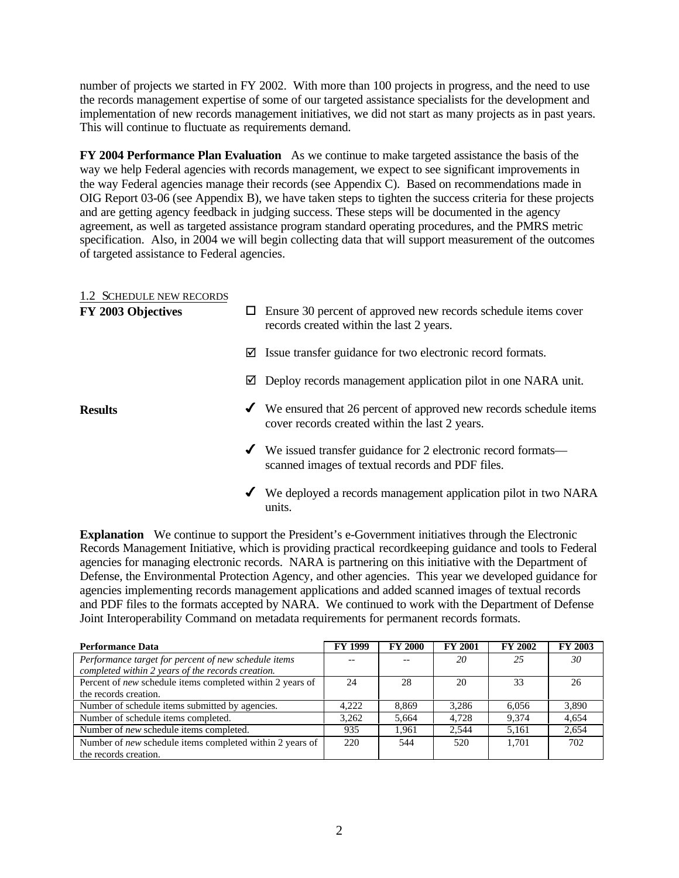number of projects we started in FY 2002. With more than 100 projects in progress, and the need to use the records management expertise of some of our targeted assistance specialists for the development and implementation of new records management initiatives, we did not start as many projects as in past years. This will continue to fluctuate as requirements demand.

**FY 2004 Performance Plan Evaluation** As we continue to make targeted assistance the basis of the way we help Federal agencies with records management, we expect to see significant improvements in the way Federal agencies manage their records (see Appendix C). Based on recommendations made in OIG Report 03-06 (see Appendix B), we have taken steps to tighten the success criteria for these projects and are getting agency feedback in judging success. These steps will be documented in the agency agreement, as well as targeted assistance program standard operating procedures, and the PMRS metric specification. Also, in 2004 we will begin collecting data that will support measurement of the outcomes of targeted assistance to Federal agencies.

### 1.2 SCHEDULE NEW RECORDS

**FY 2003 Objectives**

- ☐ Ensure 30 percent of approved new records schedule items cover records created within the last 2 years.
- ☑ Issue transfer guidance for two electronic record formats.
- ☑ Deploy records management application pilot in one NARA unit.

**Results**

- ✔ We ensured that 26 percent of approved new records schedule items cover records created within the last 2 years.
- ✔ We issued transfer guidance for 2 electronic record formats—scanned images of textual records and PDF files.
- ✔ We deployed a records management application pilot in two NARA units.

**Explanation** We continue to support the President's e-Government initiatives through the Electronic Records Management Initiative, which is providing practical recordkeeping guidance and tools to Federal agencies for managing electronic records. NARA is partnering on this initiative with the Department of Defense, the Environmental Protection Agency, and other agencies. This year we developed guidance for agencies implementing records management applications and added scanned images of textual records and PDF files to the formats accepted by NARA. We continued to work with the Department of Defense Joint Interoperability Command on metadata requirements for permanent records formats.

| Performance Data | FY 1999 | FY 2000 | FY 2001 | FY 2002 | FY 2003 |
|---|---|---|---|---|---|
| *Performance target for percent of new schedule items completed within 2 years of the records creation.* | -- | -- | *20* | *25* | *30* |
| Percent of *new* schedule items completed within 2 years of the records creation. | 24 | 28 | 20 | 33 | 26 |
| Number of schedule items submitted by agencies. | 4,222 | 8,869 | 3,286 | 6,056 | 3,890 |
| Number of schedule items completed. | 3,262 | 5,664 | 4,728 | 9,374 | 4,654 |
| Number of *new* schedule items completed. | 935 | 1,961 | 2,544 | 5,161 | 2,654 |
| Number of *new* schedule items completed within 2 years of the records creation. | 220 | 544 | 520 | 1,701 | 702 |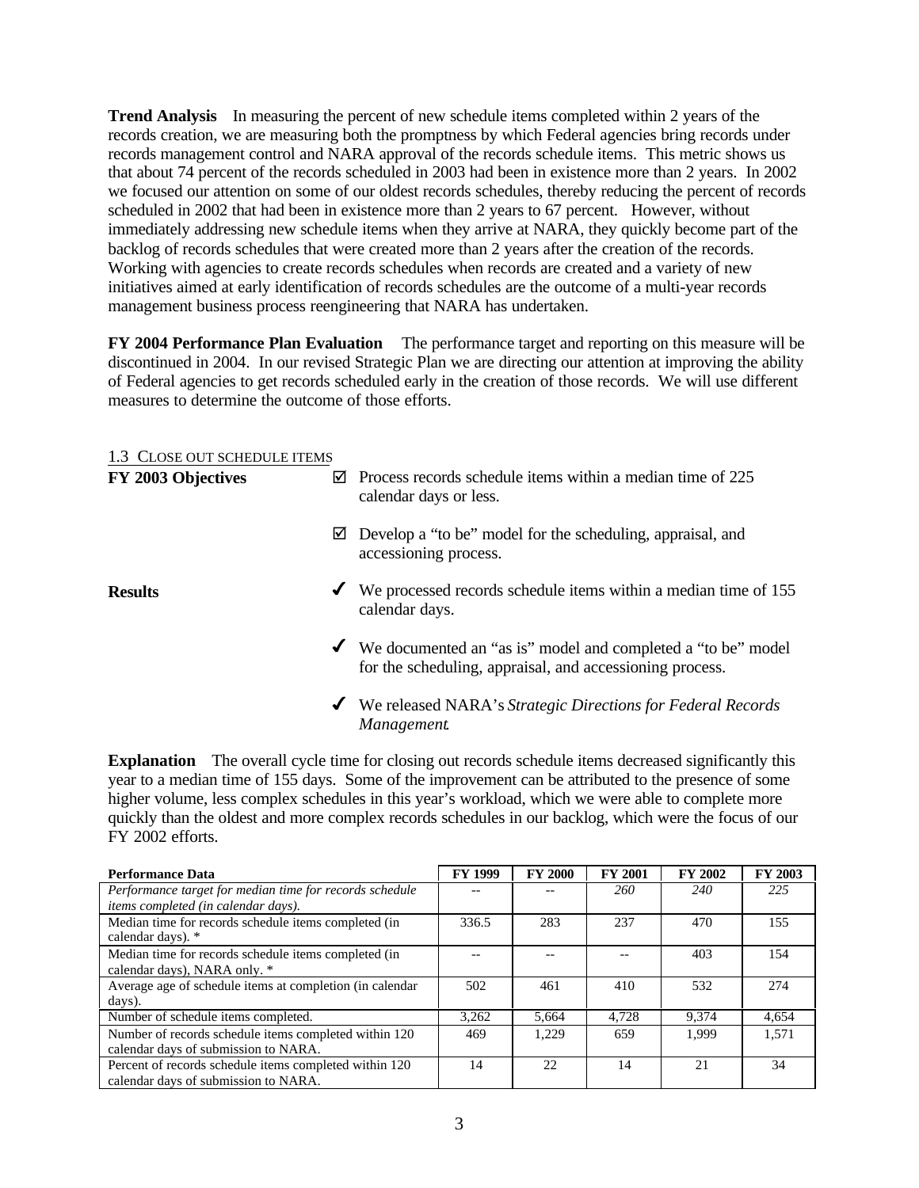**Trend Analysis** In measuring the percent of new schedule items completed within 2 years of the records creation, we are measuring both the promptness by which Federal agencies bring records under records management control and NARA approval of the records schedule items. This metric shows us that about 74 percent of the records scheduled in 2003 had been in existence more than 2 years. In 2002 we focused our attention on some of our oldest records schedules, thereby reducing the percent of records scheduled in 2002 that had been in existence more than 2 years to 67 percent. However, without immediately addressing new schedule items when they arrive at NARA, they quickly become part of the backlog of records schedules that were created more than 2 years after the creation of the records. Working with agencies to create records schedules when records are created and a variety of new initiatives aimed at early identification of records schedules are the outcome of a multi-year records management business process reengineering that NARA has undertaken.

**FY 2004 Performance Plan Evaluation** The performance target and reporting on this measure will be discontinued in 2004. In our revised Strategic Plan we are directing our attention at improving the ability of Federal agencies to get records scheduled early in the creation of those records. We will use different measures to determine the outcome of those efforts.

1.3 CLOSE OUT SCHEDULE ITEMS

**FY 2003 Objectives**

- ☑ Process records schedule items within a median time of 225 calendar days or less.
- ☑ Develop a "to be" model for the scheduling, appraisal, and accessioning process.

**Results**

- ✓ We processed records schedule items within a median time of 155 calendar days.
- ✓ We documented an "as is" model and completed a "to be" model for the scheduling, appraisal, and accessioning process.
- ✓ We released NARA's *Strategic Directions for Federal Records Management*.

**Explanation** The overall cycle time for closing out records schedule items decreased significantly this year to a median time of 155 days. Some of the improvement can be attributed to the presence of some higher volume, less complex schedules in this year's workload, which we were able to complete more quickly than the oldest and more complex records schedules in our backlog, which were the focus of our FY 2002 efforts.

| Performance Data | FY 1999 | FY 2000 | FY 2001 | FY 2002 | FY 2003 |
|---|---|---|---|---|---|
| *Performance target for median time for records schedule items completed (in calendar days).* | -- | -- | *260* | *240* | *225* |
| Median time for records schedule items completed (in calendar days). * | 336.5 | 283 | 237 | 470 | 155 |
| Median time for records schedule items completed (in calendar days), NARA only. * | -- | -- | -- | 403 | 154 |
| Average age of schedule items at completion (in calendar days). | 502 | 461 | 410 | 532 | 274 |
| Number of schedule items completed. | 3,262 | 5,664 | 4,728 | 9,374 | 4,654 |
| Number of records schedule items completed within 120 calendar days of submission to NARA. | 469 | 1,229 | 659 | 1,999 | 1,571 |
| Percent of records schedule items completed within 120 calendar days of submission to NARA. | 14 | 22 | 14 | 21 | 34 |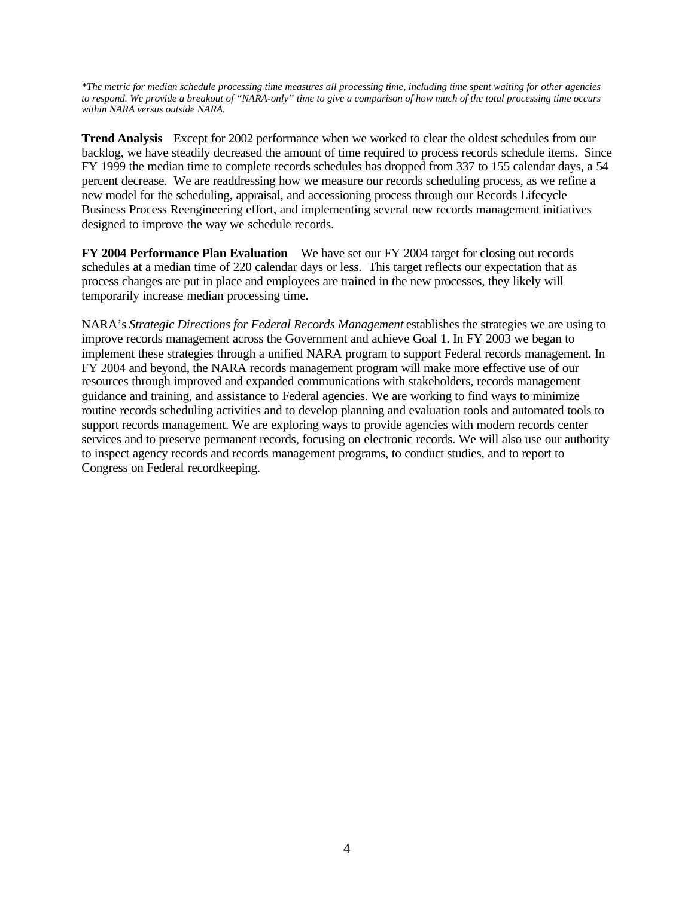*\*The metric for median schedule processing time measures all processing time, including time spent waiting for other agencies to respond. We provide a breakout of "NARA-only" time to give a comparison of how much of the total processing time occurs within NARA versus outside NARA.*

**Trend Analysis** Except for 2002 performance when we worked to clear the oldest schedules from our backlog, we have steadily decreased the amount of time required to process records schedule items. Since FY 1999 the median time to complete records schedules has dropped from 337 to 155 calendar days, a 54 percent decrease. We are readdressing how we measure our records scheduling process, as we refine a new model for the scheduling, appraisal, and accessioning process through our Records Lifecycle Business Process Reengineering effort, and implementing several new records management initiatives designed to improve the way we schedule records.

**FY 2004 Performance Plan Evaluation** We have set our FY 2004 target for closing out records schedules at a median time of 220 calendar days or less. This target reflects our expectation that as process changes are put in place and employees are trained in the new processes, they likely will temporarily increase median processing time.

NARA's *Strategic Directions for Federal Records Management* establishes the strategies we are using to improve records management across the Government and achieve Goal 1. In FY 2003 we began to implement these strategies through a unified NARA program to support Federal records management. In FY 2004 and beyond, the NARA records management program will make more effective use of our resources through improved and expanded communications with stakeholders, records management guidance and training, and assistance to Federal agencies. We are working to find ways to minimize routine records scheduling activities and to develop planning and evaluation tools and automated tools to support records management. We are exploring ways to provide agencies with modern records center services and to preserve permanent records, focusing on electronic records. We will also use our authority to inspect agency records and records management programs, to conduct studies, and to report to Congress on Federal recordkeeping.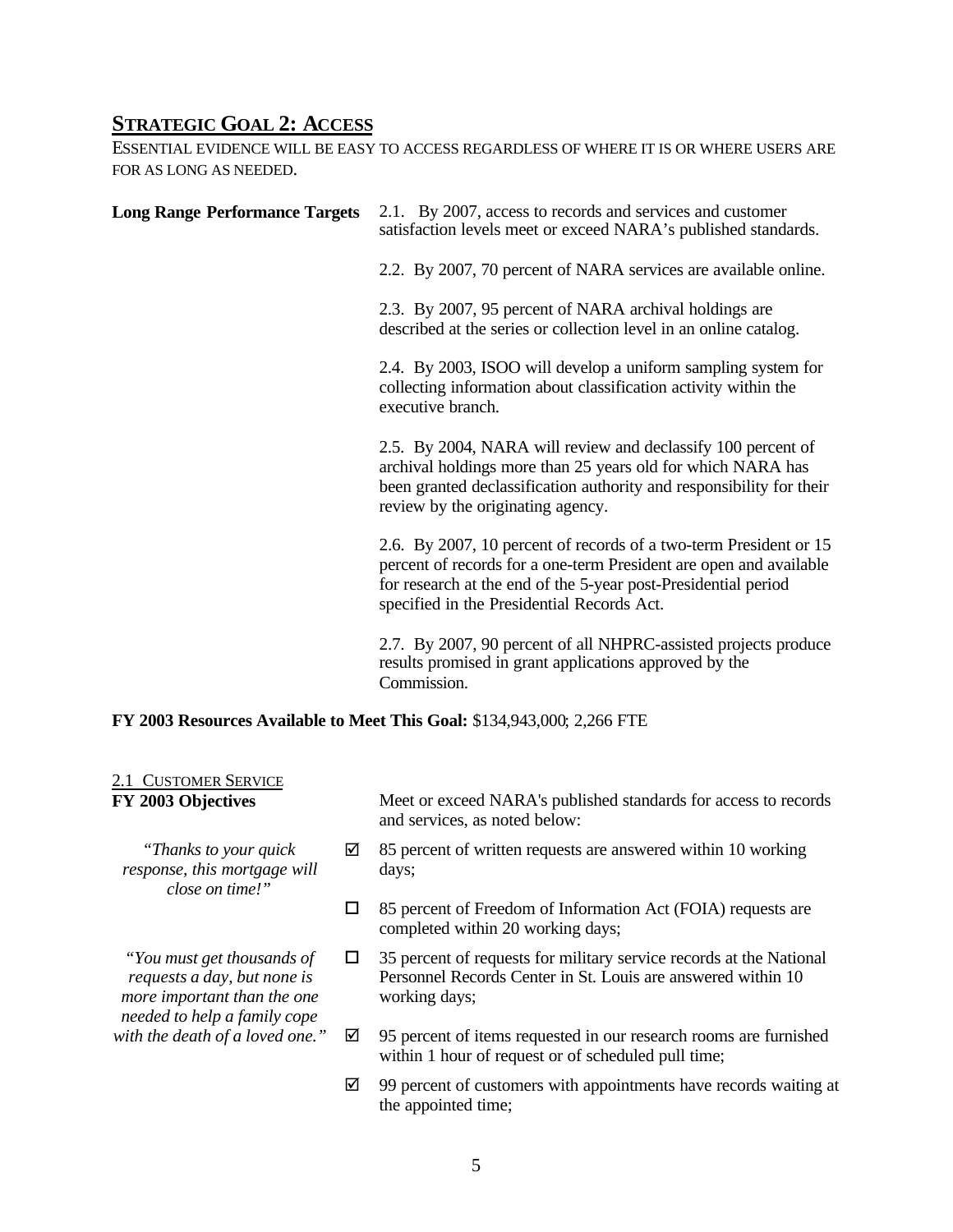## Strategic Goal 2: Access

ESSENTIAL EVIDENCE WILL BE EASY TO ACCESS REGARDLESS OF WHERE IT IS OR WHERE USERS ARE FOR AS LONG AS NEEDED.

**Long Range Performance Targets**

2.1. By 2007, access to records and services and customer satisfaction levels meet or exceed NARA's published standards.

2.2. By 2007, 70 percent of NARA services are available online.

2.3. By 2007, 95 percent of NARA archival holdings are described at the series or collection level in an online catalog.

2.4. By 2003, ISOO will develop a uniform sampling system for collecting information about classification activity within the executive branch.

2.5. By 2004, NARA will review and declassify 100 percent of archival holdings more than 25 years old for which NARA has been granted declassification authority and responsibility for their review by the originating agency.

2.6. By 2007, 10 percent of records of a two-term President or 15 percent of records for a one-term President are open and available for research at the end of the 5-year post-Presidential period specified in the Presidential Records Act.

2.7. By 2007, 90 percent of all NHPRC-assisted projects produce results promised in grant applications approved by the Commission.

**FY 2003 Resources Available to Meet This Goal:** $134,943,000; 2,266 FTE

2.1 CUSTOMER SERVICE

**FY 2003 Objectives**

Meet or exceed NARA's published standards for access to records and services, as noted below:

*"Thanks to your quick response, this mortgage will close on time!"*

*"You must get thousands of requests a day, but none is more important than the one needed to help a family cope with the death of a loved one."*

- ☑ 85 percent of written requests are answered within 10 working days;
- ☐ 85 percent of Freedom of Information Act (FOIA) requests are completed within 20 working days;
- ☐ 35 percent of requests for military service records at the National Personnel Records Center in St. Louis are answered within 10 working days;
- ☑ 95 percent of items requested in our research rooms are furnished within 1 hour of request or of scheduled pull time;
- ☑ 99 percent of customers with appointments have records waiting at the appointed time;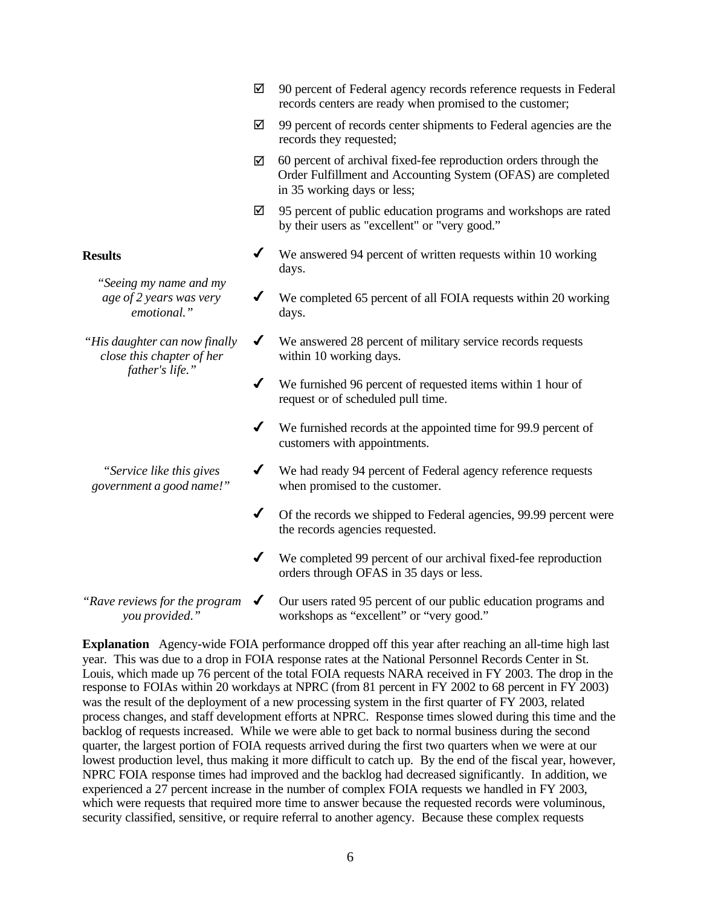- ☑ 90 percent of Federal agency records reference requests in Federal records centers are ready when promised to the customer;
- ☑ 99 percent of records center shipments to Federal agencies are the records they requested;
- ☑ 60 percent of archival fixed-fee reproduction orders through the Order Fulfillment and Accounting System (OFAS) are completed in 35 working days or less;
- ☑ 95 percent of public education programs and workshops are rated by their users as "excellent" or "very good."

**Results**

*"Seeing my name and my age of 2 years was very emotional."*

*"His daughter can now finally close this chapter of her father's life."*

*"Service like this gives government a good name!"*

*"Rave reviews for the program you provided."*

- ✔ We answered 94 percent of written requests within 10 working days.
- ✔ We completed 65 percent of all FOIA requests within 20 working days.
- ✔ We answered 28 percent of military service records requests within 10 working days.
- ✔ We furnished 96 percent of requested items within 1 hour of request or of scheduled pull time.
- ✔ We furnished records at the appointed time for 99.9 percent of customers with appointments.
- ✔ We had ready 94 percent of Federal agency reference requests when promised to the customer.
- ✔ Of the records we shipped to Federal agencies, 99.99 percent were the records agencies requested.
- ✔ We completed 99 percent of our archival fixed-fee reproduction orders through OFAS in 35 days or less.
- ✔ Our users rated 95 percent of our public education programs and workshops as "excellent" or "very good."

**Explanation** Agency-wide FOIA performance dropped off this year after reaching an all-time high last year. This was due to a drop in FOIA response rates at the National Personnel Records Center in St. Louis, which made up 76 percent of the total FOIA requests NARA received in FY 2003. The drop in the response to FOIAs within 20 workdays at NPRC (from 81 percent in FY 2002 to 68 percent in FY 2003) was the result of the deployment of a new processing system in the first quarter of FY 2003, related process changes, and staff development efforts at NPRC. Response times slowed during this time and the backlog of requests increased. While we were able to get back to normal business during the second quarter, the largest portion of FOIA requests arrived during the first two quarters when we were at our lowest production level, thus making it more difficult to catch up. By the end of the fiscal year, however, NPRC FOIA response times had improved and the backlog had decreased significantly. In addition, we experienced a 27 percent increase in the number of complex FOIA requests we handled in FY 2003, which were requests that required more time to answer because the requested records were voluminous, security classified, sensitive, or require referral to another agency. Because these complex requests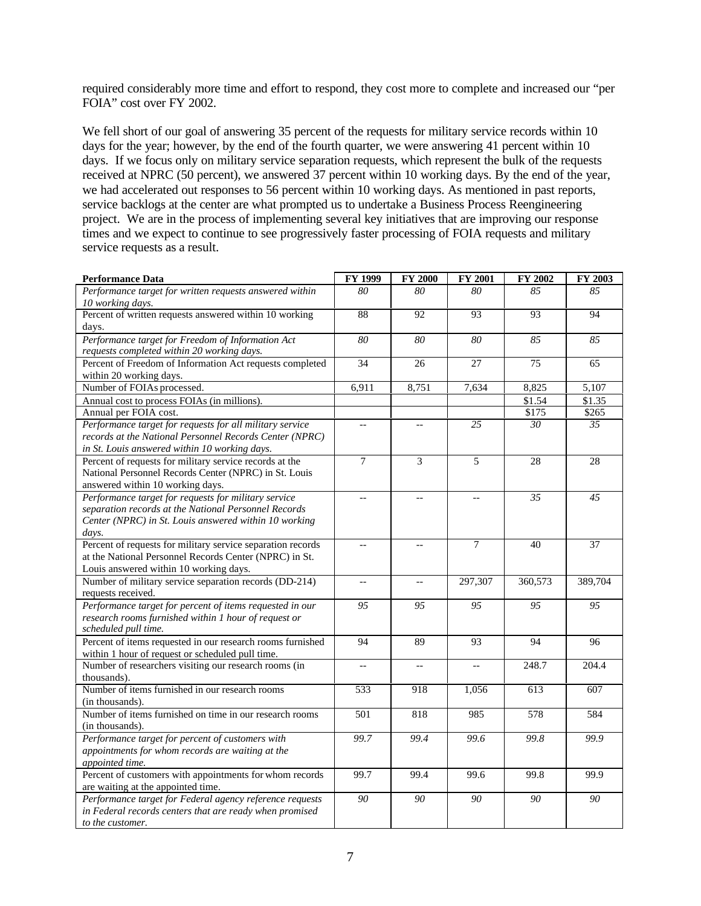required considerably more time and effort to respond, they cost more to complete and increased our "per FOIA" cost over FY 2002.

We fell short of our goal of answering 35 percent of the requests for military service records within 10 days for the year; however, by the end of the fourth quarter, we were answering 41 percent within 10 days. If we focus only on military service separation requests, which represent the bulk of the requests received at NPRC (50 percent), we answered 37 percent within 10 working days. By the end of the year, we had accelerated out responses to 56 percent within 10 working days. As mentioned in past reports, service backlogs at the center are what prompted us to undertake a Business Process Reengineering project. We are in the process of implementing several key initiatives that are improving our response times and we expect to continue to see progressively faster processing of FOIA requests and military service requests as a result.

| Performance Data | FY 1999 | FY 2000 | FY 2001 | FY 2002 | FY 2003 |
|---|---|---|---|---|---|
| *Performance target for written requests answered within 10 working days.* | *80* | *80* | *80* | *85* | *85* |
| Percent of written requests answered within 10 working days. | 88 | 92 | 93 | 93 | 94 |
| *Performance target for Freedom of Information Act requests completed within 20 working days.* | *80* | *80* | *80* | *85* | *85* |
| Percent of Freedom of Information Act requests completed within 20 working days. | 34 | 26 | 27 | 75 | 65 |
| Number of FOIAs processed. | 6,911 | 8,751 | 7,634 | 8,825 | 5,107 |
| Annual cost to process FOIAs (in millions). | | | | $1.54 | $1.35 |
| Annual per FOIA cost. | | | | $175 | $265 |
| *Performance target for requests for all military service records at the National Personnel Records Center (NPRC) in St. Louis answered within 10 working days.* | -- | -- | *25* | *30* | *35* |
| Percent of requests for military service records at the National Personnel Records Center (NPRC) in St. Louis answered within 10 working days. | 7 | 3 | 5 | 28 | 28 |
| *Performance target for requests for military service separation records at the National Personnel Records Center (NPRC) in St. Louis answered within 10 working days.* | -- | -- | -- | *35* | *45* |
| Percent of requests for military service separation records at the National Personnel Records Center (NPRC) in St. Louis answered within 10 working days. | -- | -- | 7 | 40 | 37 |
| Number of military service separation records (DD-214) requests received. | -- | -- | 297,307 | 360,573 | 389,704 |
| *Performance target for percent of items requested in our research rooms furnished within 1 hour of request or scheduled pull time.* | *95* | *95* | *95* | *95* | *95* |
| Percent of items requested in our research rooms furnished within 1 hour of request or scheduled pull time. | 94 | 89 | 93 | 94 | 96 |
| Number of researchers visiting our research rooms (in thousands). | -- | -- | -- | 248.7 | 204.4 |
| Number of items furnished in our research rooms (in thousands). | 533 | 918 | 1,056 | 613 | 607 |
| Number of items furnished on time in our research rooms (in thousands). | 501 | 818 | 985 | 578 | 584 |
| *Performance target for percent of customers with appointments for whom records are waiting at the appointed time.* | *99.7* | *99.4* | *99.6* | *99.8* | *99.9* |
| Percent of customers with appointments for whom records are waiting at the appointed time. | 99.7 | 99.4 | 99.6 | 99.8 | 99.9 |
| *Performance target for Federal agency reference requests in Federal records centers that are ready when promised to the customer.* | *90* | *90* | *90* | *90* | *90* |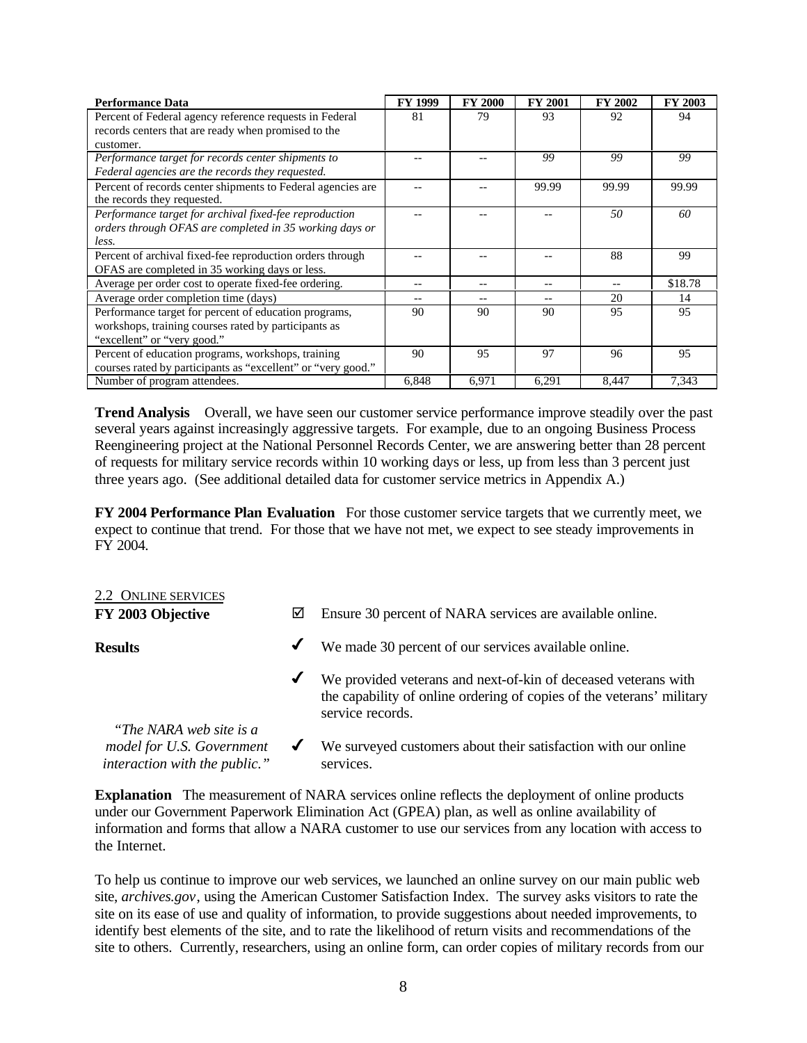| Performance Data | FY 1999 | FY 2000 | FY 2001 | FY 2002 | FY 2003 |
|---|---|---|---|---|---|
| Percent of Federal agency reference requests in Federal records centers that are ready when promised to the customer. | 81 | 79 | 93 | 92 | 94 |
| *Performance target for records center shipments to Federal agencies are the records they requested.* | -- | -- | *99* | *99* | *99* |
| Percent of records center shipments to Federal agencies are the records they requested. | -- | -- | 99.99 | 99.99 | 99.99 |
| *Performance target for archival fixed-fee reproduction orders through OFAS are completed in 35 working days or less.* | -- | -- | -- | *50* | *60* |
| Percent of archival fixed-fee reproduction orders through OFAS are completed in 35 working days or less. | -- | -- | -- | 88 | 99 |
| Average per order cost to operate fixed-fee ordering. | -- | -- | -- | -- | $18.78 |
| Average order completion time (days) | -- | -- | -- | 20 | 14 |
| Performance target for percent of education programs, workshops, training courses rated by participants as "excellent" or "very good." | 90 | 90 | 90 | 95 | 95 |
| Percent of education programs, workshops, training courses rated by participants as "excellent" or "very good." | 90 | 95 | 97 | 96 | 95 |
| Number of program attendees. | 6,848 | 6,971 | 6,291 | 8,447 | 7,343 |

**Trend Analysis** Overall, we have seen our customer service performance improve steadily over the past several years against increasingly aggressive targets. For example, due to an ongoing Business Process Reengineering project at the National Personnel Records Center, we are answering better than 28 percent of requests for military service records within 10 working days or less, up from less than 3 percent just three years ago. (See additional detailed data for customer service metrics in Appendix A.)

**FY 2004 Performance Plan Evaluation** For those customer service targets that we currently meet, we expect to continue that trend. For those that we have not met, we expect to see steady improvements in FY 2004.

## 2.2 Online Services

**FY 2003 Objective**

☑ Ensure 30 percent of NARA services are available online.

**Results**

✔ We made 30 percent of our services available online.

✔ We provided veterans and next-of-kin of deceased veterans with the capability of online ordering of copies of the veterans' military service records.

✔ We surveyed customers about their satisfaction with our online services.

*"The NARA web site is a model for U.S. Government interaction with the public."*

**Explanation** The measurement of NARA services online reflects the deployment of online products under our Government Paperwork Elimination Act (GPEA) plan, as well as online availability of information and forms that allow a NARA customer to use our services from any location with access to the Internet.

To help us continue to improve our web services, we launched an online survey on our main public web site, *archives.gov*, using the American Customer Satisfaction Index. The survey asks visitors to rate the site on its ease of use and quality of information, to provide suggestions about needed improvements, to identify best elements of the site, and to rate the likelihood of return visits and recommendations of the site to others. Currently, researchers, using an online form, can order copies of military records from our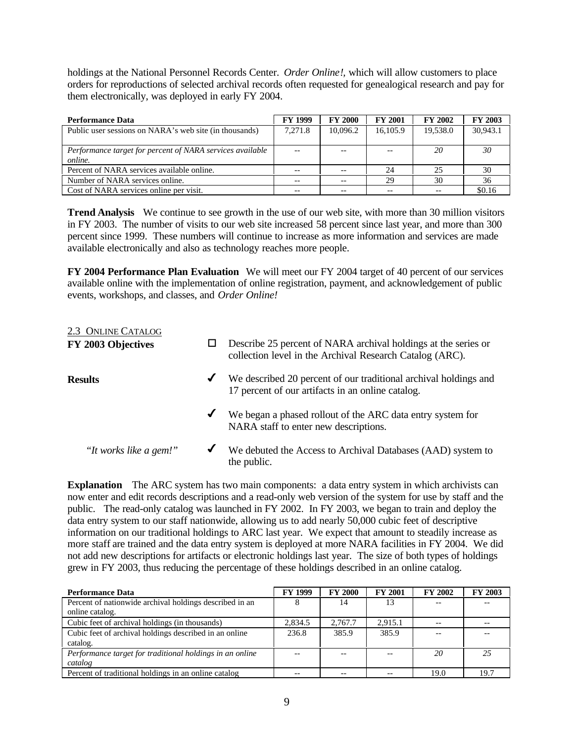holdings at the National Personnel Records Center. *Order Online!,* which will allow customers to place orders for reproductions of selected archival records often requested for genealogical research and pay for them electronically, was deployed in early FY 2004.

| Performance Data | FY 1999 | FY 2000 | FY 2001 | FY 2002 | FY 2003 |
|---|---|---|---|---|---|
| Public user sessions on NARA's web site (in thousands) | 7,271.8 | 10,096.2 | 16,105.9 | 19,538.0 | 30,943.1 |
| *Performance target for percent of NARA services available online.* | -- | -- | -- | *20* | *30* |
| Percent of NARA services available online. | -- | -- | 24 | 25 | 30 |
| Number of NARA services online. | -- | -- | 29 | 30 | 36 |
| Cost of NARA services online per visit. | -- | -- | -- | -- | $0.16 |

**Trend Analysis** We continue to see growth in the use of our web site, with more than 30 million visitors in FY 2003. The number of visits to our web site increased 58 percent since last year, and more than 300 percent since 1999. These numbers will continue to increase as more information and services are made available electronically and also as technology reaches more people.

**FY 2004 Performance Plan Evaluation** We will meet our FY 2004 target of 40 percent of our services available online with the implementation of online registration, payment, and acknowledgement of public events, workshops, and classes, and *Order Online!*

2.3 ONLINE CATALOG

**FY 2003 Objectives**

- ☐ Describe 25 percent of NARA archival holdings at the series or collection level in the Archival Research Catalog (ARC).

**Results**

- ✔ We described 20 percent of our traditional archival holdings and 17 percent of our artifacts in an online catalog.
- ✔ We began a phased rollout of the ARC data entry system for NARA staff to enter new descriptions.

*"It works like a gem!"*

- ✔ We debuted the Access to Archival Databases (AAD) system to the public.

**Explanation** The ARC system has two main components: a data entry system in which archivists can now enter and edit records descriptions and a read-only web version of the system for use by staff and the public. The read-only catalog was launched in FY 2002. In FY 2003, we began to train and deploy the data entry system to our staff nationwide, allowing us to add nearly 50,000 cubic feet of descriptive information on our traditional holdings to ARC last year. We expect that amount to steadily increase as more staff are trained and the data entry system is deployed at more NARA facilities in FY 2004. We did not add new descriptions for artifacts or electronic holdings last year. The size of both types of holdings grew in FY 2003, thus reducing the percentage of these holdings described in an online catalog.

| Performance Data | FY 1999 | FY 2000 | FY 2001 | FY 2002 | FY 2003 |
|---|---|---|---|---|---|
| Percent of nationwide archival holdings described in an online catalog. | 8 | 14 | 13 | -- | -- |
| Cubic feet of archival holdings (in thousands) | 2,834.5 | 2,767.7 | 2,915.1 | -- | -- |
| Cubic feet of archival holdings described in an online catalog. | 236.8 | 385.9 | 385.9 | -- | -- |
| *Performance target for traditional holdings in an online catalog* | -- | -- | -- | *20* | *25* |
| Percent of traditional holdings in an online catalog | -- | -- | -- | 19.0 | 19.7 |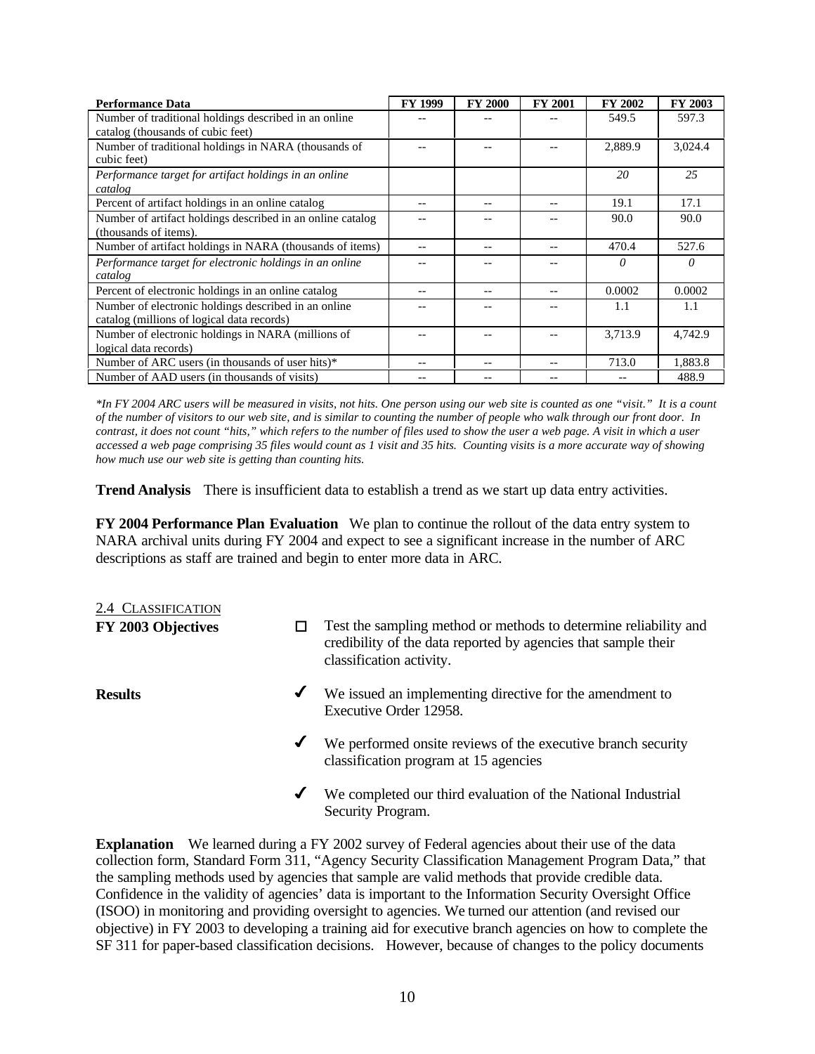| Performance Data | FY 1999 | FY 2000 | FY 2001 | FY 2002 | FY 2003 |
|---|---|---|---|---|---|
| Number of traditional holdings described in an online catalog (thousands of cubic feet) | -- | -- | -- | 549.5 | 597.3 |
| Number of traditional holdings in NARA (thousands of cubic feet) | -- | -- | -- | 2,889.9 | 3,024.4 |
| *Performance target for artifact holdings in an online catalog* | | | | *20* | *25* |
| Percent of artifact holdings in an online catalog | -- | -- | -- | 19.1 | 17.1 |
| Number of artifact holdings described in an online catalog (thousands of items). | -- | -- | -- | 90.0 | 90.0 |
| Number of artifact holdings in NARA (thousands of items) | -- | -- | -- | 470.4 | 527.6 |
| *Performance target for electronic holdings in an online catalog* | -- | -- | -- | *0* | *0* |
| Percent of electronic holdings in an online catalog | -- | -- | -- | 0.0002 | 0.0002 |
| Number of electronic holdings described in an online catalog (millions of logical data records) | -- | -- | -- | 1.1 | 1.1 |
| Number of electronic holdings in NARA (millions of logical data records) | -- | -- | -- | 3,713.9 | 4,742.9 |
| Number of ARC users (in thousands of user hits)* | -- | -- | -- | 713.0 | 1,883.8 |
| Number of AAD users (in thousands of visits) | -- | -- | -- | -- | 488.9 |

*\*In FY 2004 ARC users will be measured in visits, not hits. One person using our web site is counted as one "visit." It is a count of the number of visitors to our web site, and is similar to counting the number of people who walk through our front door. In contrast, it does not count "hits," which refers to the number of files used to show the user a web page. A visit in which a user accessed a web page comprising 35 files would count as 1 visit and 35 hits. Counting visits is a more accurate way of showing how much use our web site is getting than counting hits.*

**Trend Analysis** There is insufficient data to establish a trend as we start up data entry activities.

**FY 2004 Performance Plan Evaluation** We plan to continue the rollout of the data entry system to NARA archival units during FY 2004 and expect to see a significant increase in the number of ARC descriptions as staff are trained and begin to enter more data in ARC.

## 2.4 Classification

**FY 2003 Objectives**

- ☐ Test the sampling method or methods to determine reliability and credibility of the data reported by agencies that sample their classification activity.

**Results**

- ✔ We issued an implementing directive for the amendment to Executive Order 12958.
- ✔ We performed onsite reviews of the executive branch security classification program at 15 agencies
- ✔ We completed our third evaluation of the National Industrial Security Program.

**Explanation** We learned during a FY 2002 survey of Federal agencies about their use of the data collection form, Standard Form 311, "Agency Security Classification Management Program Data," that the sampling methods used by agencies that sample are valid methods that provide credible data. Confidence in the validity of agencies' data is important to the Information Security Oversight Office (ISOO) in monitoring and providing oversight to agencies. We turned our attention (and revised our objective) in FY 2003 to developing a training aid for executive branch agencies on how to complete the SF 311 for paper-based classification decisions. However, because of changes to the policy documents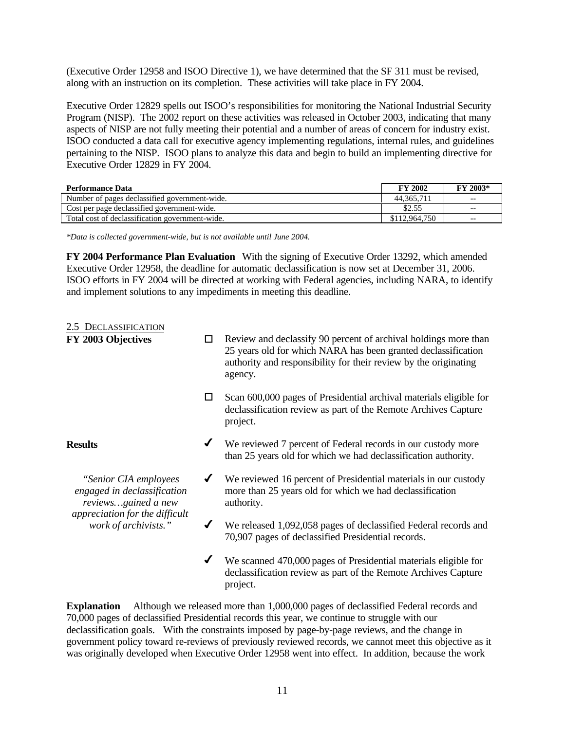(Executive Order 12958 and ISOO Directive 1), we have determined that the SF 311 must be revised, along with an instruction on its completion. These activities will take place in FY 2004.

Executive Order 12829 spells out ISOO's responsibilities for monitoring the National Industrial Security Program (NISP). The 2002 report on these activities was released in October 2003, indicating that many aspects of NISP are not fully meeting their potential and a number of areas of concern for industry exist. ISOO conducted a data call for executive agency implementing regulations, internal rules, and guidelines pertaining to the NISP. ISOO plans to analyze this data and begin to build an implementing directive for Executive Order 12829 in FY 2004.

| Performance Data | FY 2002 | FY 2003* |
|---|---|---|
| Number of pages declassified government-wide. | 44,365,711 | -- |
| Cost per page declassified government-wide. | $2.55 | -- |
| Total cost of declassification government-wide. | $112,964,750 | -- |

*\*Data is collected government-wide, but is not available until June 2004.*

**FY 2004 Performance Plan Evaluation** With the signing of Executive Order 13292, which amended Executive Order 12958, the deadline for automatic declassification is now set at December 31, 2006. ISOO efforts in FY 2004 will be directed at working with Federal agencies, including NARA, to identify and implement solutions to any impediments in meeting this deadline.

## 2.5 Declassification

**FY 2003 Objectives**

- ☐ Review and declassify 90 percent of archival holdings more than 25 years old for which NARA has been granted declassification authority and responsibility for their review by the originating agency.
- ☐ Scan 600,000 pages of Presidential archival materials eligible for declassification review as part of the Remote Archives Capture project.

**Results**

- ✔ We reviewed 7 percent of Federal records in our custody more than 25 years old for which we had declassification authority.
- ✔ We reviewed 16 percent of Presidential materials in our custody more than 25 years old for which we had declassification authority.
- ✔ We released 1,092,058 pages of declassified Federal records and 70,907 pages of declassified Presidential records.
- ✔ We scanned 470,000 pages of Presidential materials eligible for declassification review as part of the Remote Archives Capture project.

*"Senior CIA employees engaged in declassification reviews…gained a new appreciation for the difficult work of archivists."*

**Explanation** Although we released more than 1,000,000 pages of declassified Federal records and 70,000 pages of declassified Presidential records this year, we continue to struggle with our declassification goals. With the constraints imposed by page-by-page reviews, and the change in government policy toward re-reviews of previously reviewed records, we cannot meet this objective as it was originally developed when Executive Order 12958 went into effect. In addition, because the work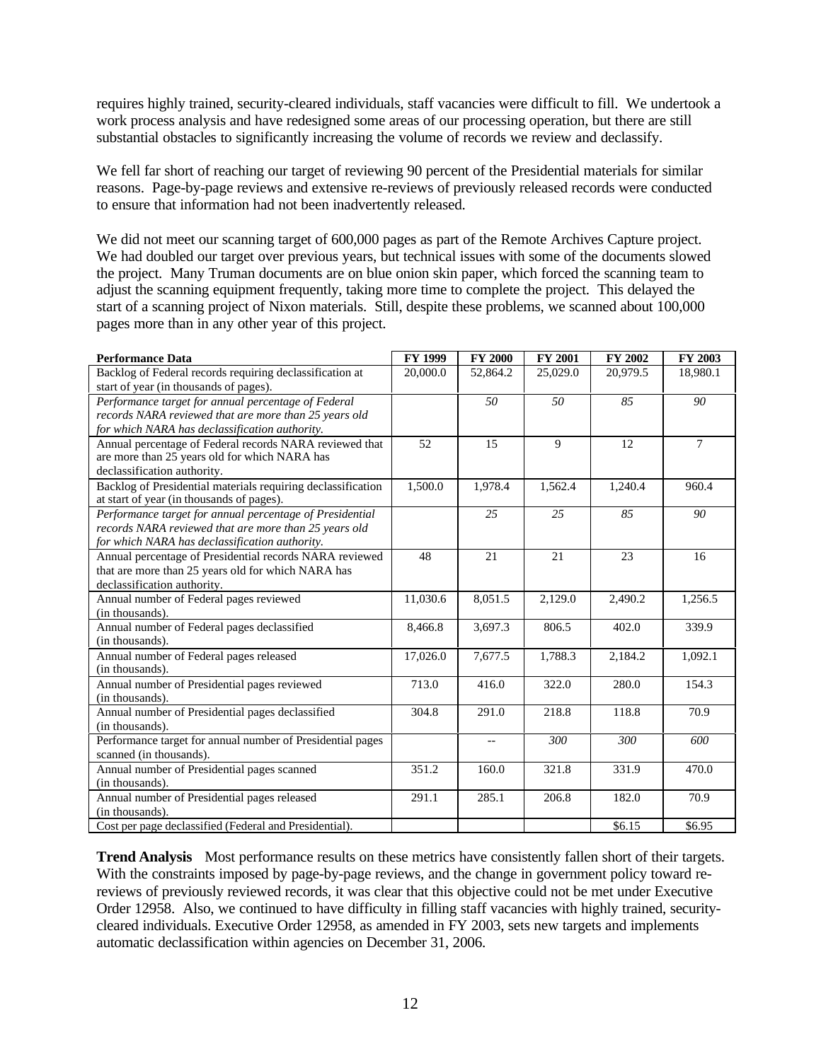requires highly trained, security-cleared individuals, staff vacancies were difficult to fill. We undertook a work process analysis and have redesigned some areas of our processing operation, but there are still substantial obstacles to significantly increasing the volume of records we review and declassify.

We fell far short of reaching our target of reviewing 90 percent of the Presidential materials for similar reasons. Page-by-page reviews and extensive re-reviews of previously released records were conducted to ensure that information had not been inadvertently released.

We did not meet our scanning target of 600,000 pages as part of the Remote Archives Capture project. We had doubled our target over previous years, but technical issues with some of the documents slowed the project. Many Truman documents are on blue onion skin paper, which forced the scanning team to adjust the scanning equipment frequently, taking more time to complete the project. This delayed the start of a scanning project of Nixon materials. Still, despite these problems, we scanned about 100,000 pages more than in any other year of this project.

| **Performance Data** | **FY 1999** | **FY 2000** | **FY 2001** | **FY 2002** | **FY 2003** |
|---|---|---|---|---|---|
| Backlog of Federal records requiring declassification at start of year (in thousands of pages). | 20,000.0 | 52,864.2 | 25,029.0 | 20,979.5 | 18,980.1 |
| *Performance target for annual percentage of Federal records NARA reviewed that are more than 25 years old for which NARA has declassification authority.* | | *50* | *50* | *85* | *90* |
| Annual percentage of Federal records NARA reviewed that are more than 25 years old for which NARA has declassification authority. | 52 | 15 | 9 | 12 | 7 |
| Backlog of Presidential materials requiring declassification at start of year (in thousands of pages). | 1,500.0 | 1,978.4 | 1,562.4 | 1,240.4 | 960.4 |
| *Performance target for annual percentage of Presidential records NARA reviewed that are more than 25 years old for which NARA has declassification authority.* | | *25* | *25* | *85* | *90* |
| Annual percentage of Presidential records NARA reviewed that are more than 25 years old for which NARA has declassification authority. | 48 | 21 | 21 | 23 | 16 |
| Annual number of Federal pages reviewed (in thousands). | 11,030.6 | 8,051.5 | 2,129.0 | 2,490.2 | 1,256.5 |
| Annual number of Federal pages declassified (in thousands). | 8,466.8 | 3,697.3 | 806.5 | 402.0 | 339.9 |
| Annual number of Federal pages released (in thousands). | 17,026.0 | 7,677.5 | 1,788.3 | 2,184.2 | 1,092.1 |
| Annual number of Presidential pages reviewed (in thousands). | 713.0 | 416.0 | 322.0 | 280.0 | 154.3 |
| Annual number of Presidential pages declassified (in thousands). | 304.8 | 291.0 | 218.8 | 118.8 | 70.9 |
| Performance target for annual number of Presidential pages scanned (in thousands). | | -- | *300* | *300* | *600* |
| Annual number of Presidential pages scanned (in thousands). | 351.2 | 160.0 | 321.8 | 331.9 | 470.0 |
| Annual number of Presidential pages released (in thousands). | 291.1 | 285.1 | 206.8 | 182.0 | 70.9 |
| Cost per page declassified (Federal and Presidential). | | | | $6.15 | $6.95 |

**Trend Analysis** Most performance results on these metrics have consistently fallen short of their targets. With the constraints imposed by page-by-page reviews, and the change in government policy toward re-reviews of previously reviewed records, it was clear that this objective could not be met under Executive Order 12958. Also, we continued to have difficulty in filling staff vacancies with highly trained, security-cleared individuals. Executive Order 12958, as amended in FY 2003, sets new targets and implements automatic declassification within agencies on December 31, 2006.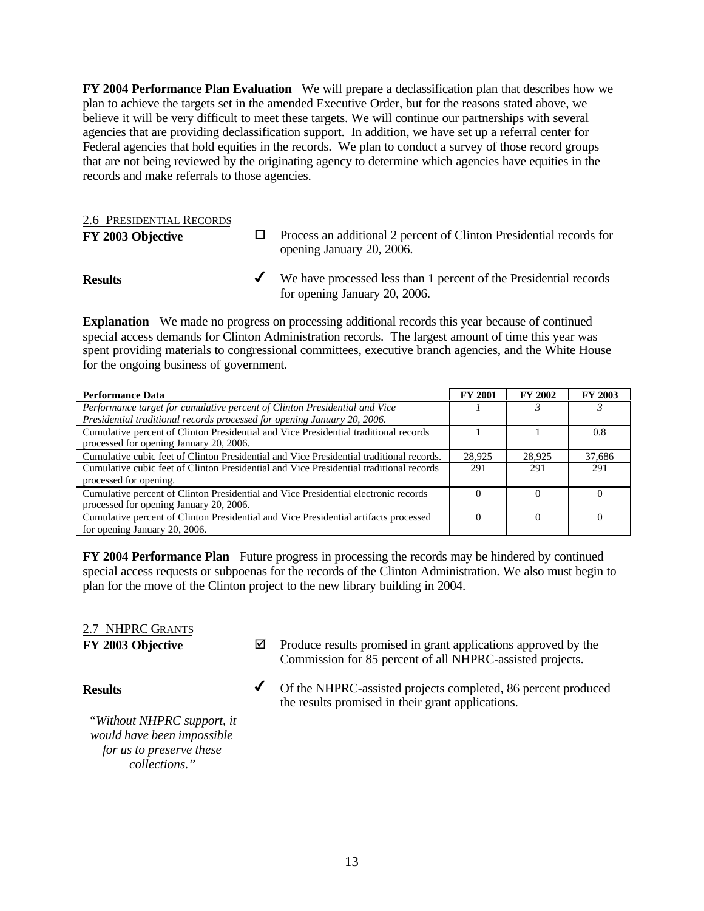**FY 2004 Performance Plan Evaluation** We will prepare a declassification plan that describes how we plan to achieve the targets set in the amended Executive Order, but for the reasons stated above, we believe it will be very difficult to meet these targets. We will continue our partnerships with several agencies that are providing declassification support. In addition, we have set up a referral center for Federal agencies that hold equities in the records. We plan to conduct a survey of those record groups that are not being reviewed by the originating agency to determine which agencies have equities in the records and make referrals to those agencies.

## 2.6 Presidential Records

**FY 2003 Objective**

☐ Process an additional 2 percent of Clinton Presidential records for opening January 20, 2006.

**Results**

✓ We have processed less than 1 percent of the Presidential records for opening January 20, 2006.

**Explanation** We made no progress on processing additional records this year because of continued special access demands for Clinton Administration records. The largest amount of time this year was spent providing materials to congressional committees, executive branch agencies, and the White House for the ongoing business of government.

| Performance Data | FY 2001 | FY 2002 | FY 2003 |
|---|---|---|---|
| *Performance target for cumulative percent of Clinton Presidential and Vice Presidential traditional records processed for opening January 20, 2006.* | *1* | *3* | *3* |
| Cumulative percent of Clinton Presidential and Vice Presidential traditional records processed for opening January 20, 2006. | 1 | 1 | 0.8 |
| Cumulative cubic feet of Clinton Presidential and Vice Presidential traditional records. | 28,925 | 28,925 | 37,686 |
| Cumulative cubic feet of Clinton Presidential and Vice Presidential traditional records processed for opening. | 291 | 291 | 291 |
| Cumulative percent of Clinton Presidential and Vice Presidential electronic records processed for opening January 20, 2006. | 0 | 0 | 0 |
| Cumulative percent of Clinton Presidential and Vice Presidential artifacts processed for opening January 20, 2006. | 0 | 0 | 0 |

**FY 2004 Performance Plan** Future progress in processing the records may be hindered by continued special access requests or subpoenas for the records of the Clinton Administration. We also must begin to plan for the move of the Clinton project to the new library building in 2004.

## 2.7 NHPRC Grants

**FY 2003 Objective**

☑ Produce results promised in grant applications approved by the Commission for 85 percent of all NHPRC-assisted projects.

**Results**

✓ Of the NHPRC-assisted projects completed, 86 percent produced the results promised in their grant applications.

*"Without NHPRC support, it would have been impossible for us to preserve these collections."*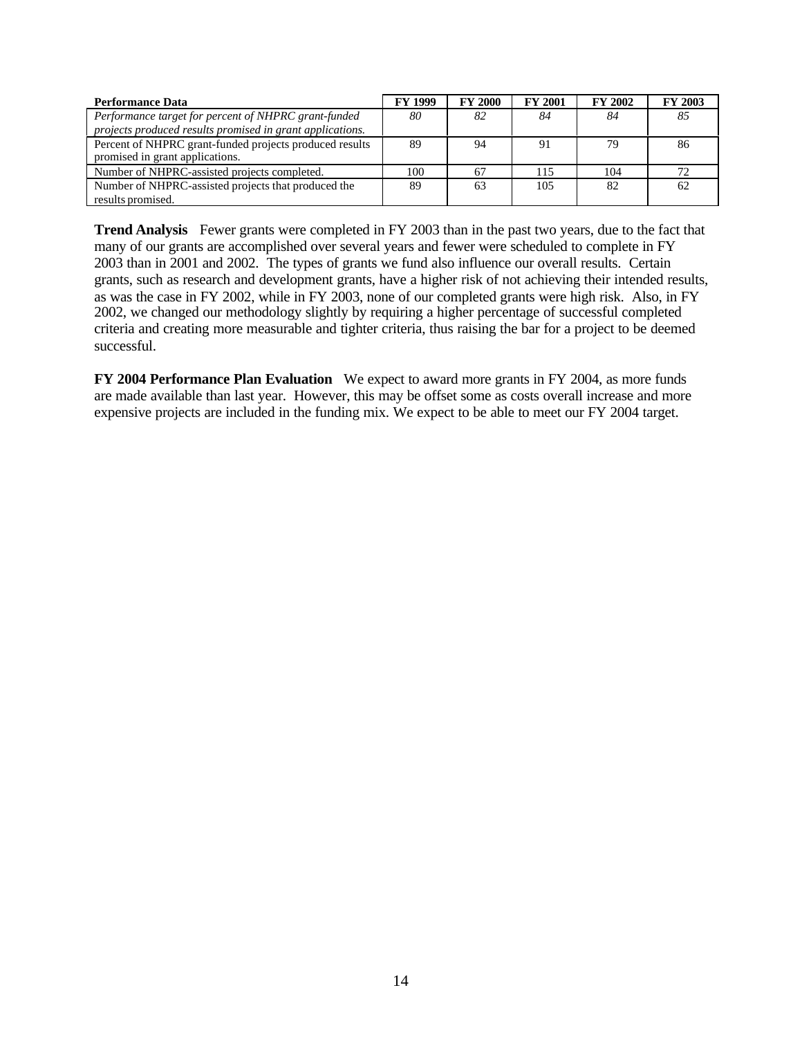| **Performance Data** | **FY 1999** | **FY 2000** | **FY 2001** | **FY 2002** | **FY 2003** |
| --- | --- | --- | --- | --- | --- |
| *Performance target for percent of NHPRC grant-funded projects produced results promised in grant applications.* | *80* | *82* | *84* | *84* | *85* |
| Percent of NHPRC grant-funded projects produced results promised in grant applications. | 89 | 94 | 91 | 79 | 86 |
| Number of NHPRC-assisted projects completed. | 100 | 67 | 115 | 104 | 72 |
| Number of NHPRC-assisted projects that produced the results promised. | 89 | 63 | 105 | 82 | 62 |

**Trend Analysis** Fewer grants were completed in FY 2003 than in the past two years, due to the fact that many of our grants are accomplished over several years and fewer were scheduled to complete in FY 2003 than in 2001 and 2002. The types of grants we fund also influence our overall results. Certain grants, such as research and development grants, have a higher risk of not achieving their intended results, as was the case in FY 2002, while in FY 2003, none of our completed grants were high risk. Also, in FY 2002, we changed our methodology slightly by requiring a higher percentage of successful completed criteria and creating more measurable and tighter criteria, thus raising the bar for a project to be deemed successful.

**FY 2004 Performance Plan Evaluation** We expect to award more grants in FY 2004, as more funds are made available than last year. However, this may be offset some as costs overall increase and more expensive projects are included in the funding mix. We expect to be able to meet our FY 2004 target.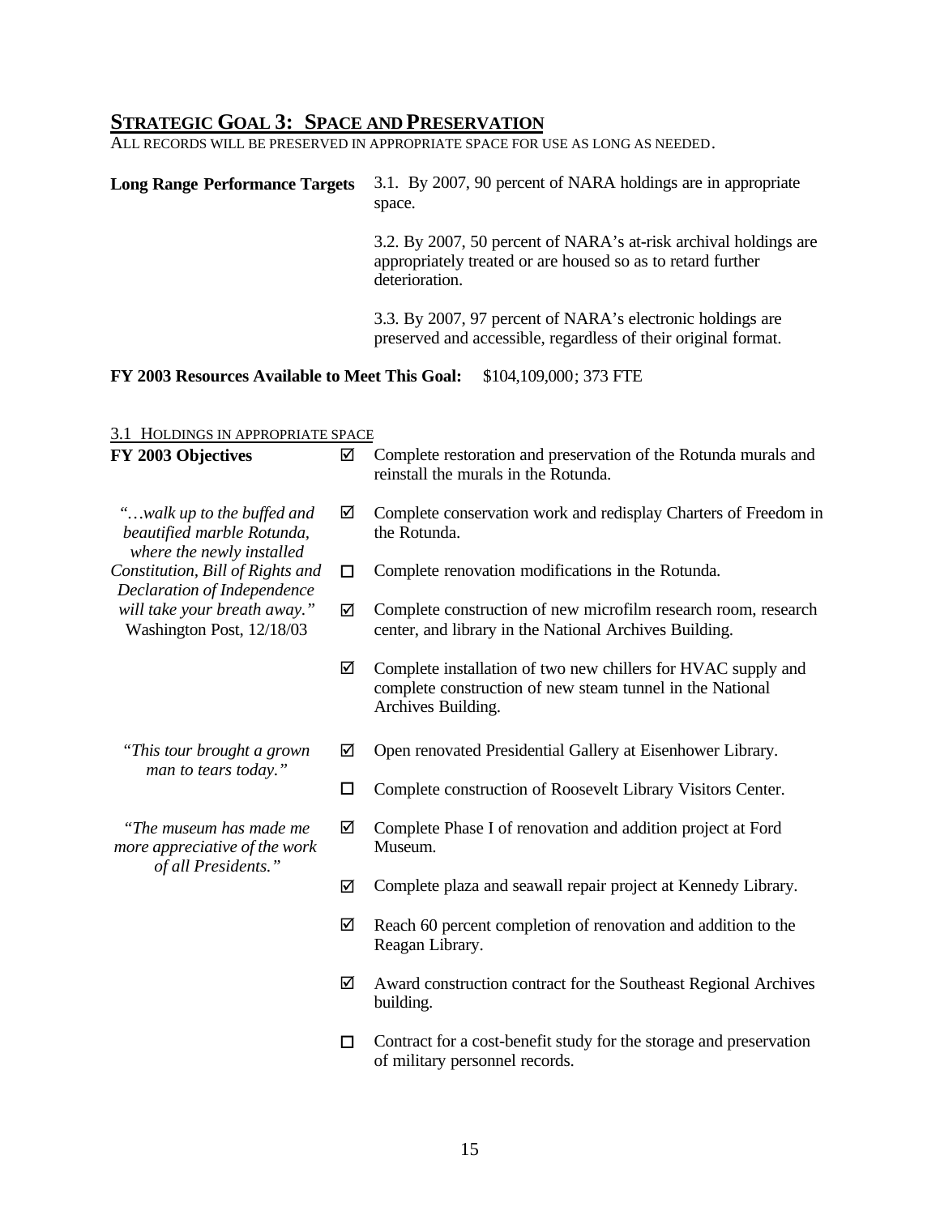## STRATEGIC GOAL 3: SPACE AND PRESERVATION

ALL RECORDS WILL BE PRESERVED IN APPROPRIATE SPACE FOR USE AS LONG AS NEEDED.

**Long Range Performance Targets**

3.1. By 2007, 90 percent of NARA holdings are in appropriate space.

3.2. By 2007, 50 percent of NARA's at-risk archival holdings are appropriately treated or are housed so as to retard further deterioration.

3.3. By 2007, 97 percent of NARA's electronic holdings are preserved and accessible, regardless of their original format.

**FY 2003 Resources Available to Meet This Goal:** $104,109,000; 373 FTE

3.1 HOLDINGS IN APPROPRIATE SPACE

**FY 2003 Objectives**

- ☑ Complete restoration and preservation of the Rotunda murals and reinstall the murals in the Rotunda.
- ☑ Complete conservation work and redisplay Charters of Freedom in the Rotunda.
- ☐ Complete renovation modifications in the Rotunda.
- ☑ Complete construction of new microfilm research room, research center, and library in the National Archives Building.
- ☑ Complete installation of two new chillers for HVAC supply and complete construction of new steam tunnel in the National Archives Building.
- ☑ Open renovated Presidential Gallery at Eisenhower Library.
- ☐ Complete construction of Roosevelt Library Visitors Center.
- ☑ Complete Phase I of renovation and addition project at Ford Museum.
- ☑ Complete plaza and seawall repair project at Kennedy Library.
- ☑ Reach 60 percent completion of renovation and addition to the Reagan Library.
- ☑ Award construction contract for the Southeast Regional Archives building.
- ☐ Contract for a cost-benefit study for the storage and preservation of military personnel records.

*"…walk up to the buffed and beautified marble Rotunda, where the newly installed Constitution, Bill of Rights and Declaration of Independence will take your breath away."*
Washington Post, 12/18/03

*"This tour brought a grown man to tears today."*

*"The museum has made me more appreciative of the work of all Presidents."*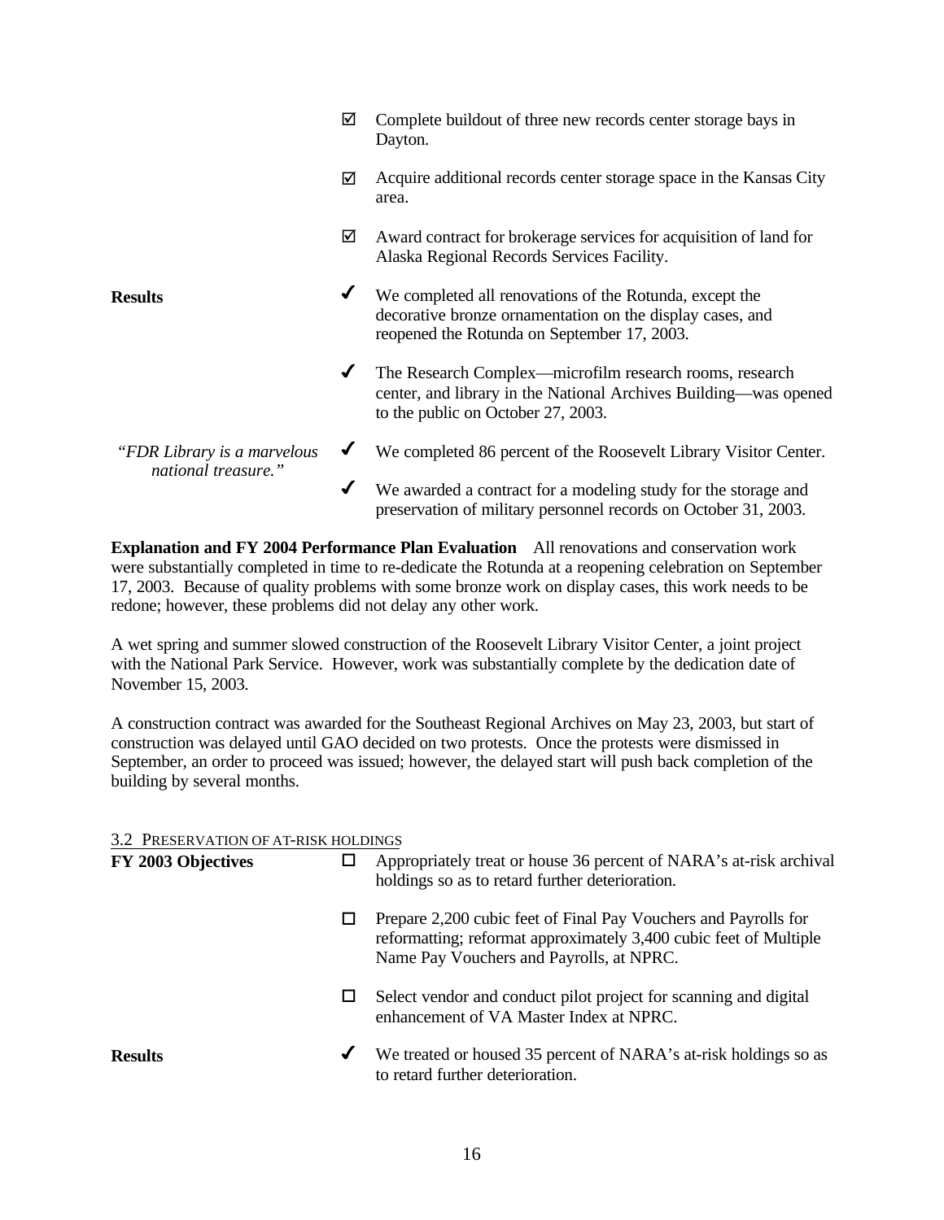- ☑ Complete buildout of three new records center storage bays in Dayton.
- ☑ Acquire additional records center storage space in the Kansas City area.
- ☑ Award contract for brokerage services for acquisition of land for Alaska Regional Records Services Facility.

**Results**

- ✔ We completed all renovations of the Rotunda, except the decorative bronze ornamentation on the display cases, and reopened the Rotunda on September 17, 2003.
- ✔ The Research Complex—microfilm research rooms, research center, and library in the National Archives Building—was opened to the public on October 27, 2003.
- ✔ We completed 86 percent of the Roosevelt Library Visitor Center.
- ✔ We awarded a contract for a modeling study for the storage and preservation of military personnel records on October 31, 2003.

*"FDR Library is a marvelous national treasure."*

**Explanation and FY 2004 Performance Plan Evaluation** All renovations and conservation work were substantially completed in time to re-dedicate the Rotunda at a reopening celebration on September 17, 2003. Because of quality problems with some bronze work on display cases, this work needs to be redone; however, these problems did not delay any other work.

A wet spring and summer slowed construction of the Roosevelt Library Visitor Center, a joint project with the National Park Service. However, work was substantially complete by the dedication date of November 15, 2003.

A construction contract was awarded for the Southeast Regional Archives on May 23, 2003, but start of construction was delayed until GAO decided on two protests. Once the protests were dismissed in September, an order to proceed was issued; however, the delayed start will push back completion of the building by several months.

## 3.2 Preservation of At-Risk Holdings

**FY 2003 Objectives**

- ☐ Appropriately treat or house 36 percent of NARA's at-risk archival holdings so as to retard further deterioration.
- ☐ Prepare 2,200 cubic feet of Final Pay Vouchers and Payrolls for reformatting; reformat approximately 3,400 cubic feet of Multiple Name Pay Vouchers and Payrolls, at NPRC.
- ☐ Select vendor and conduct pilot project for scanning and digital enhancement of VA Master Index at NPRC.

**Results**

- ✔ We treated or housed 35 percent of NARA's at-risk holdings so as to retard further deterioration.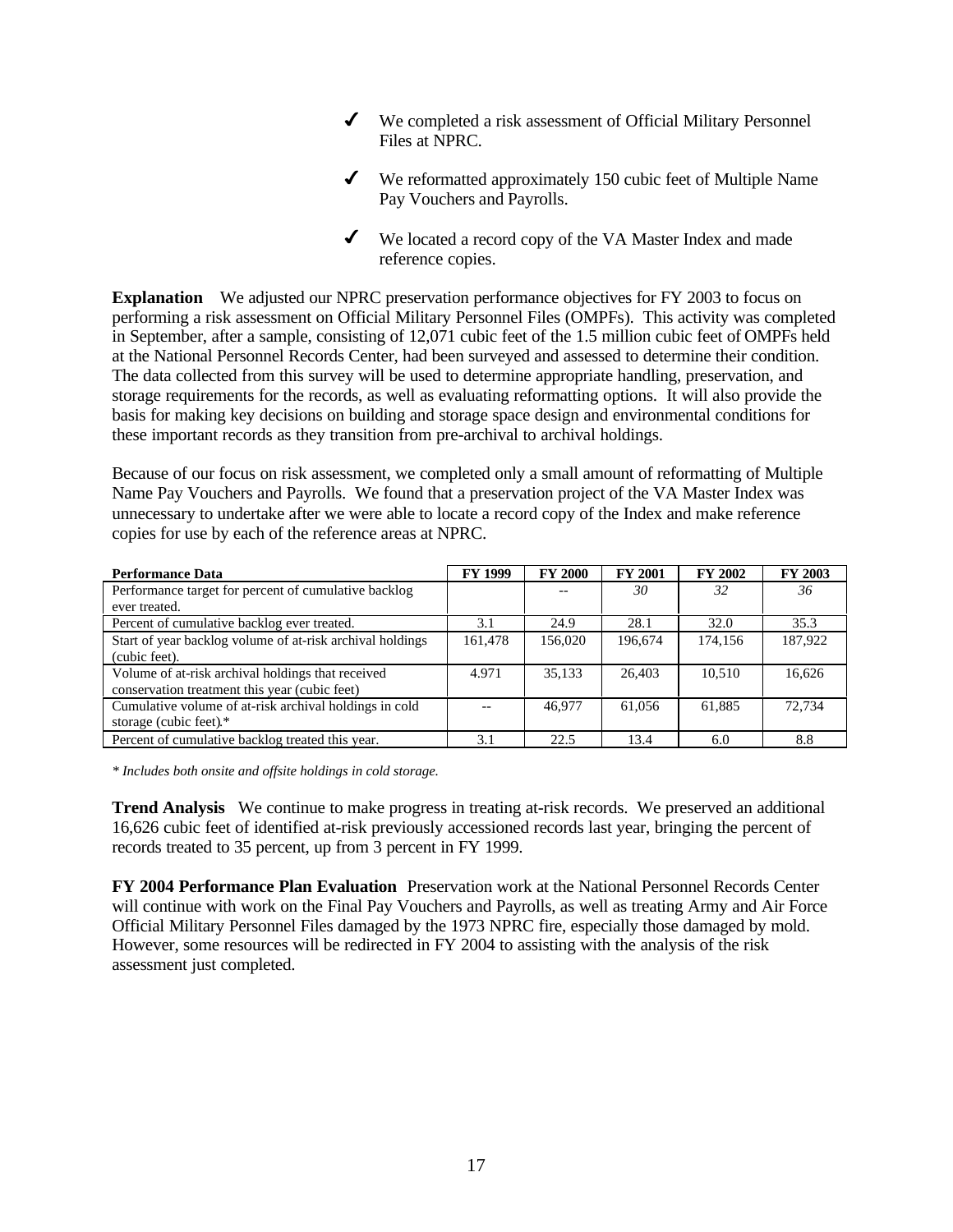- ✓ We completed a risk assessment of Official Military Personnel Files at NPRC.
- ✓ We reformatted approximately 150 cubic feet of Multiple Name Pay Vouchers and Payrolls.
- ✓ We located a record copy of the VA Master Index and made reference copies.

**Explanation** We adjusted our NPRC preservation performance objectives for FY 2003 to focus on performing a risk assessment on Official Military Personnel Files (OMPFs). This activity was completed in September, after a sample, consisting of 12,071 cubic feet of the 1.5 million cubic feet of OMPFs held at the National Personnel Records Center, had been surveyed and assessed to determine their condition. The data collected from this survey will be used to determine appropriate handling, preservation, and storage requirements for the records, as well as evaluating reformatting options. It will also provide the basis for making key decisions on building and storage space design and environmental conditions for these important records as they transition from pre-archival to archival holdings.

Because of our focus on risk assessment, we completed only a small amount of reformatting of Multiple Name Pay Vouchers and Payrolls. We found that a preservation project of the VA Master Index was unnecessary to undertake after we were able to locate a record copy of the Index and make reference copies for use by each of the reference areas at NPRC.

| Performance Data | FY 1999 | FY 2000 | FY 2001 | FY 2002 | FY 2003 |
|---|---|---|---|---|---|
| Performance target for percent of cumulative backlog ever treated. | | -- | *30* | *32* | *36* |
| Percent of cumulative backlog ever treated. | 3.1 | 24.9 | 28.1 | 32.0 | 35.3 |
| Start of year backlog volume of at-risk archival holdings (cubic feet). | 161,478 | 156,020 | 196,674 | 174,156 | 187,922 |
| Volume of at-risk archival holdings that received conservation treatment this year (cubic feet) | 4.971 | 35,133 | 26,403 | 10,510 | 16,626 |
| Cumulative volume of at-risk archival holdings in cold storage (cubic feet).* | -- | 46,977 | 61,056 | 61,885 | 72,734 |
| Percent of cumulative backlog treated this year. | 3.1 | 22.5 | 13.4 | 6.0 | 8.8 |

*\* Includes both onsite and offsite holdings in cold storage.*

**Trend Analysis** We continue to make progress in treating at-risk records. We preserved an additional 16,626 cubic feet of identified at-risk previously accessioned records last year, bringing the percent of records treated to 35 percent, up from 3 percent in FY 1999.

**FY 2004 Performance Plan Evaluation** Preservation work at the National Personnel Records Center will continue with work on the Final Pay Vouchers and Payrolls, as well as treating Army and Air Force Official Military Personnel Files damaged by the 1973 NPRC fire, especially those damaged by mold. However, some resources will be redirected in FY 2004 to assisting with the analysis of the risk assessment just completed.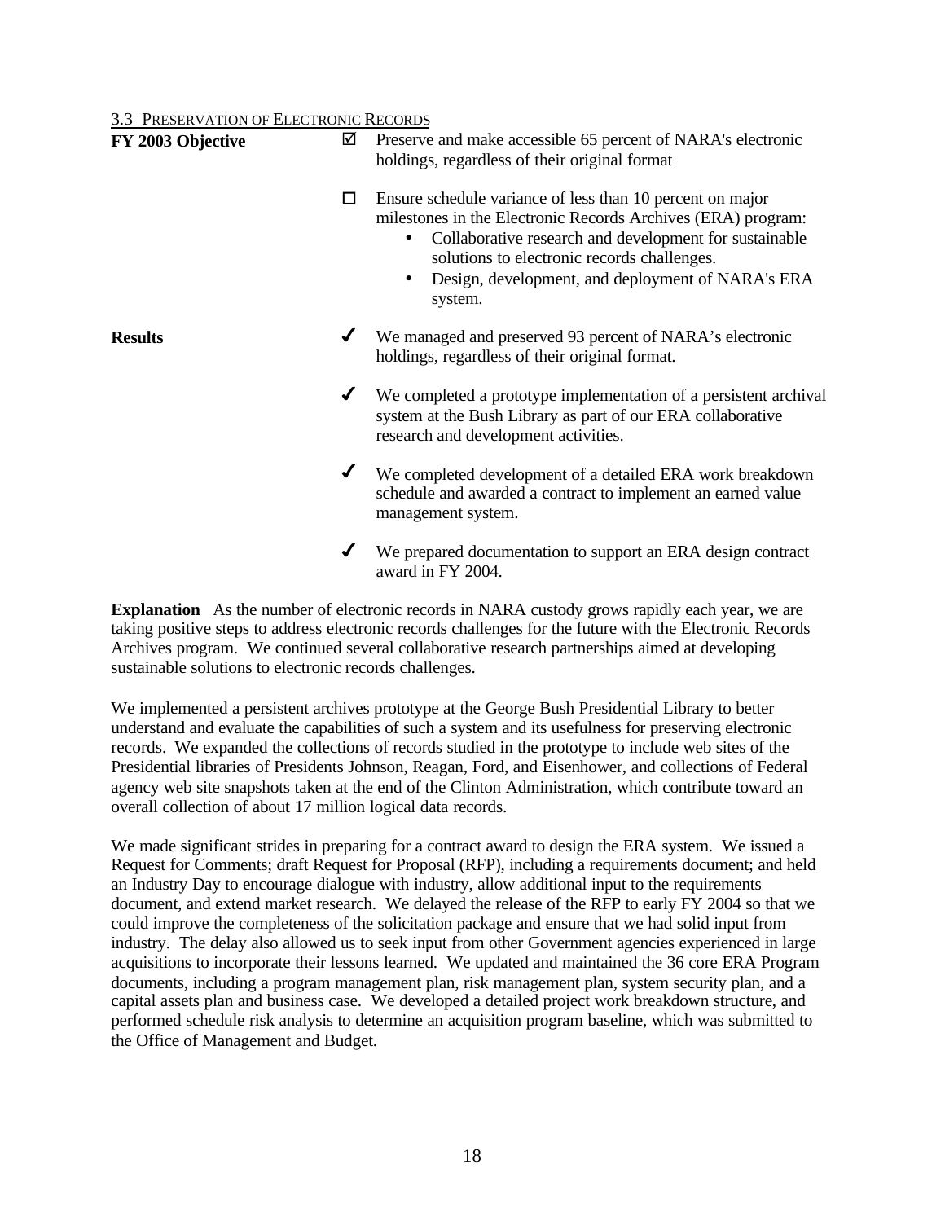### 3.3 Preservation of Electronic Records

**FY 2003 Objective**

☑ Preserve and make accessible 65 percent of NARA's electronic holdings, regardless of their original format

☐ Ensure schedule variance of less than 10 percent on major milestones in the Electronic Records Archives (ERA) program:
- Collaborative research and development for sustainable solutions to electronic records challenges.
- Design, development, and deployment of NARA's ERA system.

**Results**

✔ We managed and preserved 93 percent of NARA's electronic holdings, regardless of their original format.

✔ We completed a prototype implementation of a persistent archival system at the Bush Library as part of our ERA collaborative research and development activities.

✔ We completed development of a detailed ERA work breakdown schedule and awarded a contract to implement an earned value management system.

✔ We prepared documentation to support an ERA design contract award in FY 2004.

**Explanation** As the number of electronic records in NARA custody grows rapidly each year, we are taking positive steps to address electronic records challenges for the future with the Electronic Records Archives program. We continued several collaborative research partnerships aimed at developing sustainable solutions to electronic records challenges.

We implemented a persistent archives prototype at the George Bush Presidential Library to better understand and evaluate the capabilities of such a system and its usefulness for preserving electronic records. We expanded the collections of records studied in the prototype to include web sites of the Presidential libraries of Presidents Johnson, Reagan, Ford, and Eisenhower, and collections of Federal agency web site snapshots taken at the end of the Clinton Administration, which contribute toward an overall collection of about 17 million logical data records.

We made significant strides in preparing for a contract award to design the ERA system. We issued a Request for Comments; draft Request for Proposal (RFP), including a requirements document; and held an Industry Day to encourage dialogue with industry, allow additional input to the requirements document, and extend market research. We delayed the release of the RFP to early FY 2004 so that we could improve the completeness of the solicitation package and ensure that we had solid input from industry. The delay also allowed us to seek input from other Government agencies experienced in large acquisitions to incorporate their lessons learned. We updated and maintained the 36 core ERA Program documents, including a program management plan, risk management plan, system security plan, and a capital assets plan and business case. We developed a detailed project work breakdown structure, and performed schedule risk analysis to determine an acquisition program baseline, which was submitted to the Office of Management and Budget.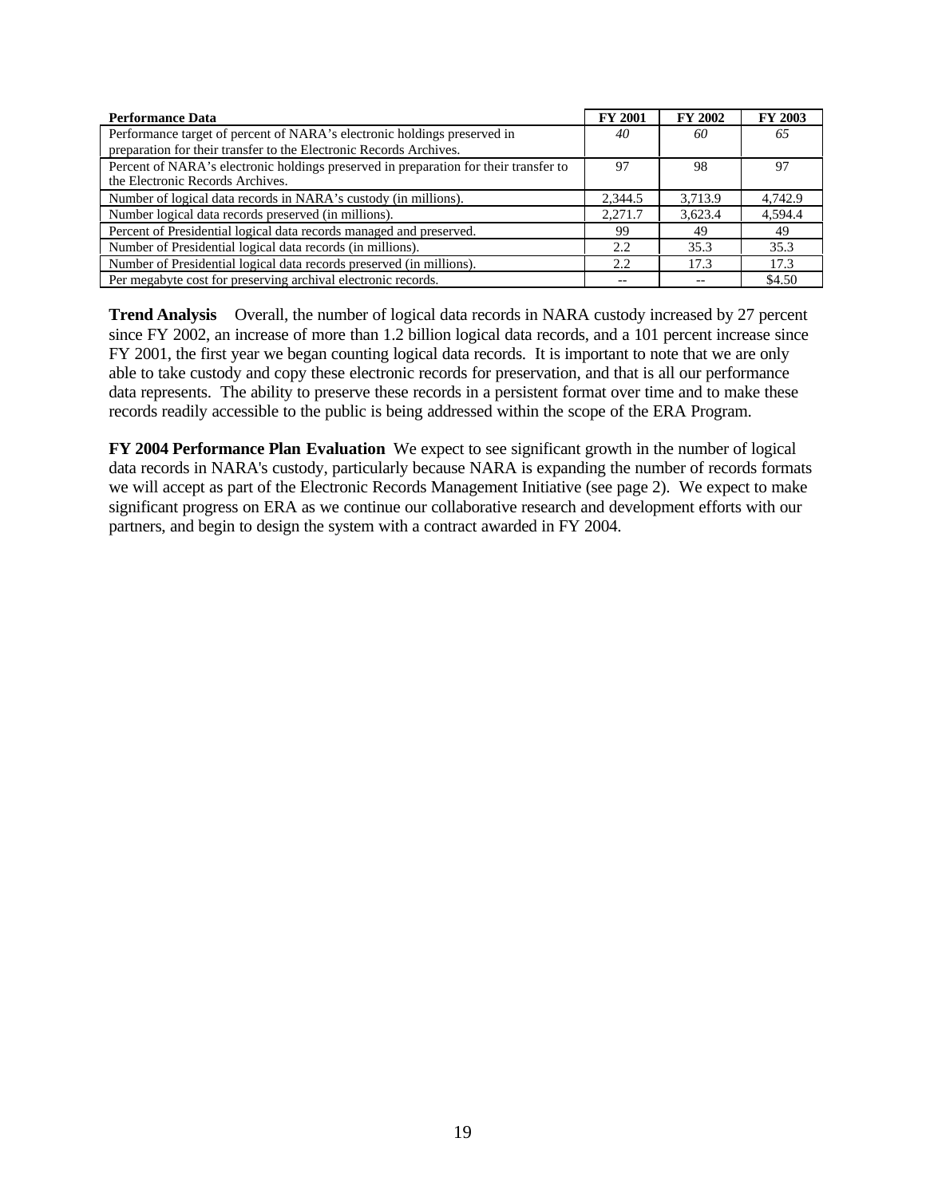| **Performance Data** | **FY 2001** | **FY 2002** | **FY 2003** |
|---|---|---|---|
| Performance target of percent of NARA's electronic holdings preserved in preparation for their transfer to the Electronic Records Archives. | *40* | *60* | *65* |
| Percent of NARA's electronic holdings preserved in preparation for their transfer to the Electronic Records Archives. | 97 | 98 | 97 |
| Number of logical data records in NARA's custody (in millions). | 2,344.5 | 3,713.9 | 4,742.9 |
| Number logical data records preserved (in millions). | 2,271.7 | 3,623.4 | 4,594.4 |
| Percent of Presidential logical data records managed and preserved. | 99 | 49 | 49 |
| Number of Presidential logical data records (in millions). | 2.2 | 35.3 | 35.3 |
| Number of Presidential logical data records preserved (in millions). | 2.2 | 17.3 | 17.3 |
| Per megabyte cost for preserving archival electronic records. | -- | -- | $4.50 |

**Trend Analysis** Overall, the number of logical data records in NARA custody increased by 27 percent since FY 2002, an increase of more than 1.2 billion logical data records, and a 101 percent increase since FY 2001, the first year we began counting logical data records. It is important to note that we are only able to take custody and copy these electronic records for preservation, and that is all our performance data represents. The ability to preserve these records in a persistent format over time and to make these records readily accessible to the public is being addressed within the scope of the ERA Program.

**FY 2004 Performance Plan Evaluation** We expect to see significant growth in the number of logical data records in NARA's custody, particularly because NARA is expanding the number of records formats we will accept as part of the Electronic Records Management Initiative (see page 2). We expect to make significant progress on ERA as we continue our collaborative research and development efforts with our partners, and begin to design the system with a contract awarded in FY 2004.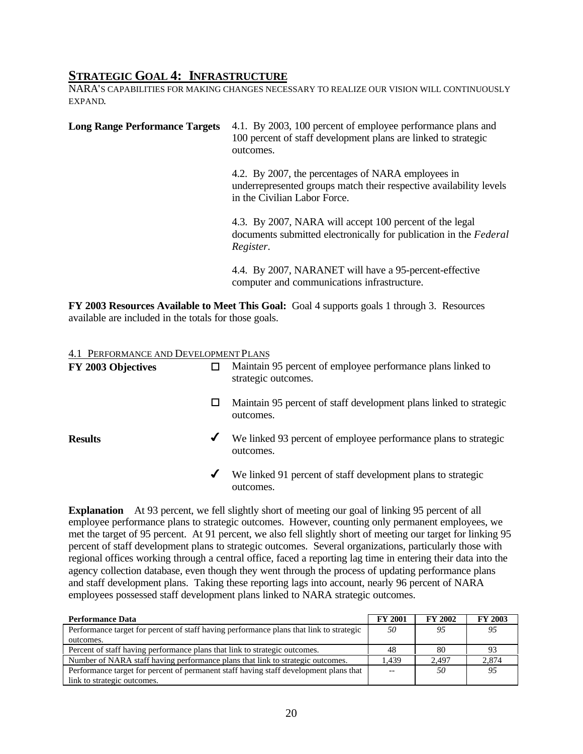## Strategic Goal 4: Infrastructure

NARA's capabilities for making changes necessary to realize our vision will continuously expand.

**Long Range Performance Targets**

4.1. By 2003, 100 percent of employee performance plans and 100 percent of staff development plans are linked to strategic outcomes.

4.2. By 2007, the percentages of NARA employees in underrepresented groups match their respective availability levels in the Civilian Labor Force.

4.3. By 2007, NARA will accept 100 percent of the legal documents submitted electronically for publication in the *Federal Register*.

4.4. By 2007, NARANET will have a 95-percent-effective computer and communications infrastructure.

**FY 2003 Resources Available to Meet This Goal:** Goal 4 supports goals 1 through 3. Resources available are included in the totals for those goals.

### 4.1 Performance and Development Plans

**FY 2003 Objectives**

- ☐ Maintain 95 percent of employee performance plans linked to strategic outcomes.
- ☐ Maintain 95 percent of staff development plans linked to strategic outcomes.

**Results**

- ✔ We linked 93 percent of employee performance plans to strategic outcomes.
- ✔ We linked 91 percent of staff development plans to strategic outcomes.

**Explanation** At 93 percent, we fell slightly short of meeting our goal of linking 95 percent of all employee performance plans to strategic outcomes. However, counting only permanent employees, we met the target of 95 percent. At 91 percent, we also fell slightly short of meeting our target for linking 95 percent of staff development plans to strategic outcomes. Several organizations, particularly those with regional offices working through a central office, faced a reporting lag time in entering their data into the agency collection database, even though they went through the process of updating performance plans and staff development plans. Taking these reporting lags into account, nearly 96 percent of NARA employees possessed staff development plans linked to NARA strategic outcomes.

| Performance Data | FY 2001 | FY 2002 | FY 2003 |
|---|---|---|---|
| Performance target for percent of staff having performance plans that link to strategic outcomes. | *50* | *95* | *95* |
| Percent of staff having performance plans that link to strategic outcomes. | 48 | 80 | 93 |
| Number of NARA staff having performance plans that link to strategic outcomes. | 1,439 | 2,497 | 2,874 |
| Performance target for percent of permanent staff having staff development plans that link to strategic outcomes. | -- | *50* | *95* |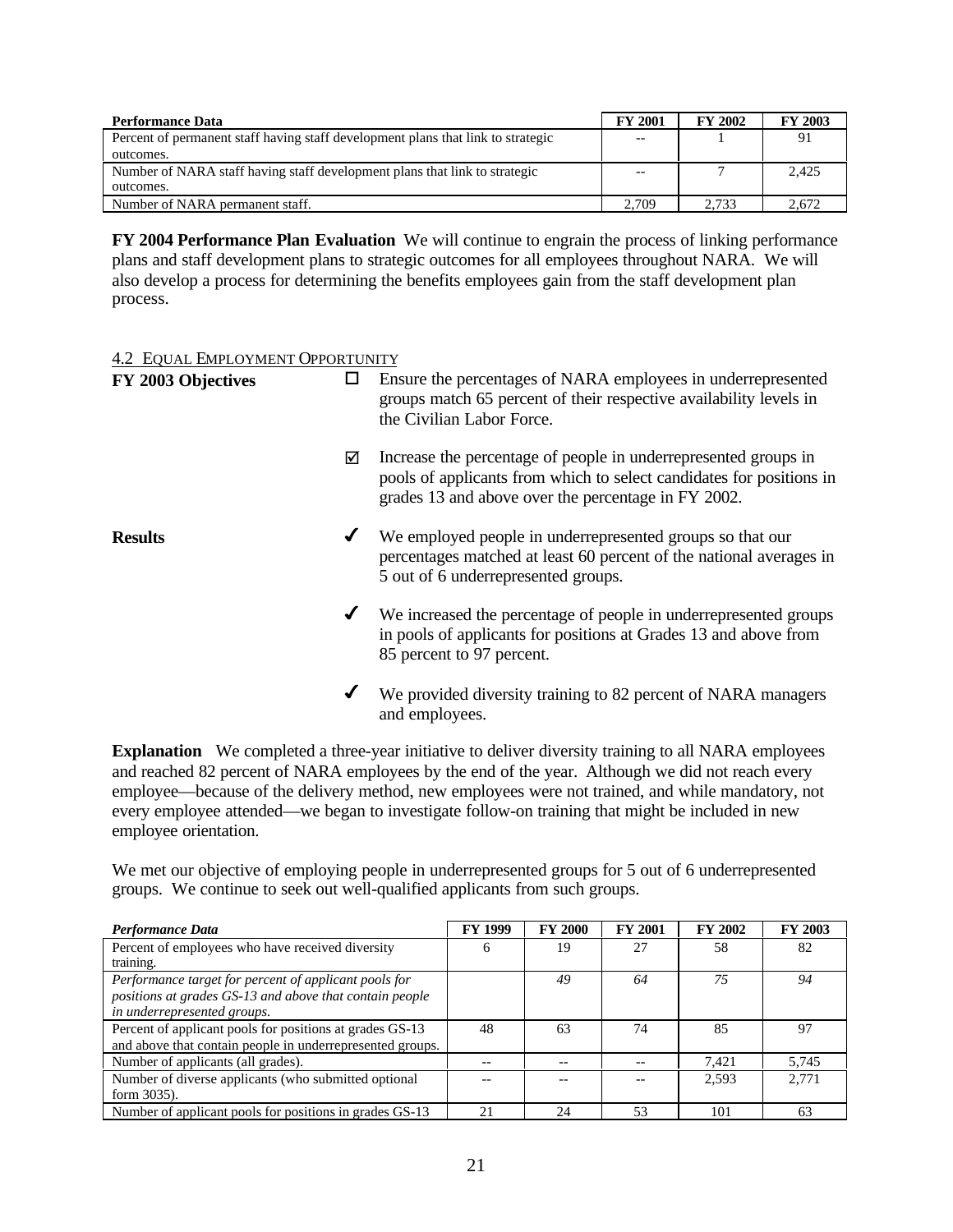| Performance Data | FY 2001 | FY 2002 | FY 2003 |
|---|---|---|---|
| Percent of permanent staff having staff development plans that link to strategic outcomes. | -- | 1 | 91 |
| Number of NARA staff having staff development plans that link to strategic outcomes. | -- | 7 | 2,425 |
| Number of NARA permanent staff. | 2,709 | 2,733 | 2,672 |

**FY 2004 Performance Plan Evaluation** We will continue to engrain the process of linking performance plans and staff development plans to strategic outcomes for all employees throughout NARA. We will also develop a process for determining the benefits employees gain from the staff development plan process.

### 4.2 Equal Employment Opportunity

**FY 2003 Objectives**

- ☐ Ensure the percentages of NARA employees in underrepresented groups match 65 percent of their respective availability levels in the Civilian Labor Force.
- ☑ Increase the percentage of people in underrepresented groups in pools of applicants from which to select candidates for positions in grades 13 and above over the percentage in FY 2002.

**Results**

- ✔ We employed people in underrepresented groups so that our percentages matched at least 60 percent of the national averages in 5 out of 6 underrepresented groups.
- ✔ We increased the percentage of people in underrepresented groups in pools of applicants for positions at Grades 13 and above from 85 percent to 97 percent.
- ✔ We provided diversity training to 82 percent of NARA managers and employees.

**Explanation** We completed a three-year initiative to deliver diversity training to all NARA employees and reached 82 percent of NARA employees by the end of the year. Although we did not reach every employee—because of the delivery method, new employees were not trained, and while mandatory, not every employee attended—we began to investigate follow-on training that might be included in new employee orientation.

We met our objective of employing people in underrepresented groups for 5 out of 6 underrepresented groups. We continue to seek out well-qualified applicants from such groups.

| *Performance Data* | FY 1999 | FY 2000 | FY 2001 | FY 2002 | FY 2003 |
|---|---|---|---|---|---|
| Percent of employees who have received diversity training. | 6 | 19 | 27 | 58 | 82 |
| *Performance target for percent of applicant pools for positions at grades GS-13 and above that contain people in underrepresented groups.* | | *49* | *64* | *75* | *94* |
| Percent of applicant pools for positions at grades GS-13 and above that contain people in underrepresented groups. | 48 | 63 | 74 | 85 | 97 |
| Number of applicants (all grades). | -- | -- | -- | 7,421 | 5,745 |
| Number of diverse applicants (who submitted optional form 3035). | -- | -- | -- | 2,593 | 2,771 |
| Number of applicant pools for positions in grades GS-13 | 21 | 24 | 53 | 101 | 63 |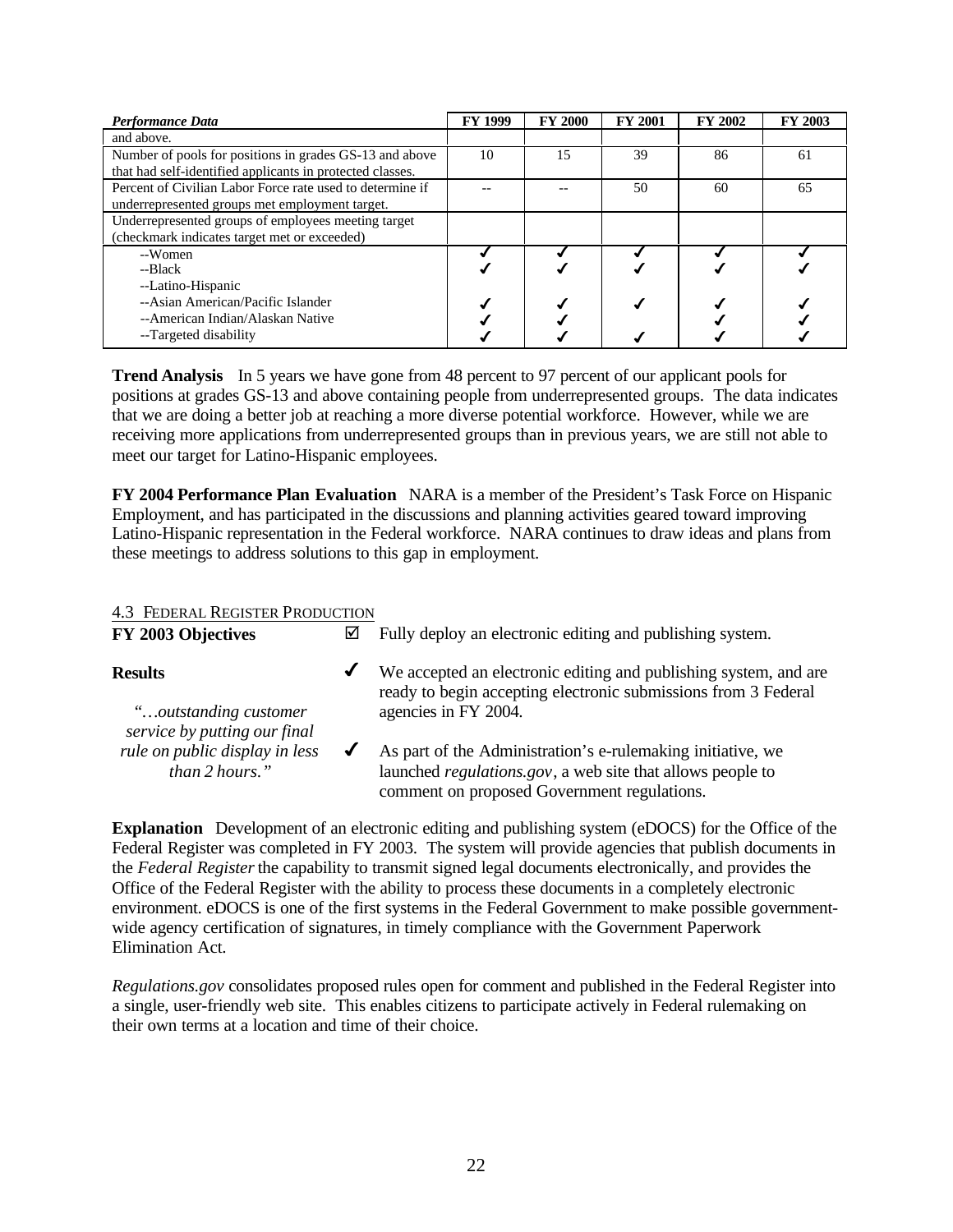| *Performance Data* | FY 1999 | FY 2000 | FY 2001 | FY 2002 | FY 2003 |
|---|---|---|---|---|---|
| and above. | | | | | |
| Number of pools for positions in grades GS-13 and above that had self-identified applicants in protected classes. | 10 | 15 | 39 | 86 | 61 |
| Percent of Civilian Labor Force rate used to determine if underrepresented groups met employment target. | -- | -- | 50 | 60 | 65 |
| Underrepresented groups of employees meeting target (checkmark indicates target met or exceeded) | | | | | |
| --Women | ✓ | ✓ | ✓ | ✓ | ✓ |
| --Black | ✓ | ✓ | ✓ | ✓ | ✓ |
| --Latino-Hispanic | | | | | |
| --Asian American/Pacific Islander | ✓ | ✓ | ✓ | ✓ | ✓ |
| --American Indian/Alaskan Native | ✓ | ✓ | | ✓ | ✓ |
| --Targeted disability | ✓ | ✓ | ✓ | ✓ | ✓ |

**Trend Analysis** In 5 years we have gone from 48 percent to 97 percent of our applicant pools for positions at grades GS-13 and above containing people from underrepresented groups. The data indicates that we are doing a better job at reaching a more diverse potential workforce. However, while we are receiving more applications from underrepresented groups than in previous years, we are still not able to meet our target for Latino-Hispanic employees.

**FY 2004 Performance Plan Evaluation** NARA is a member of the President's Task Force on Hispanic Employment, and has participated in the discussions and planning activities geared toward improving Latino-Hispanic representation in the Federal workforce. NARA continues to draw ideas and plans from these meetings to address solutions to this gap in employment.

### 4.3 Federal Register Production

**FY 2003 Objectives**

☑ Fully deploy an electronic editing and publishing system.

**Results**

✓ We accepted an electronic editing and publishing system, and are ready to begin accepting electronic submissions from 3 Federal agencies in FY 2004.

✓ As part of the Administration's e-rulemaking initiative, we launched *regulations.gov*, a web site that allows people to comment on proposed Government regulations.

*"…outstanding customer service by putting our final rule on public display in less than 2 hours."*

**Explanation** Development of an electronic editing and publishing system (eDOCS) for the Office of the Federal Register was completed in FY 2003. The system will provide agencies that publish documents in the *Federal Register* the capability to transmit signed legal documents electronically, and provides the Office of the Federal Register with the ability to process these documents in a completely electronic environment. eDOCS is one of the first systems in the Federal Government to make possible government-wide agency certification of signatures, in timely compliance with the Government Paperwork Elimination Act.

*Regulations.gov* consolidates proposed rules open for comment and published in the Federal Register into a single, user-friendly web site. This enables citizens to participate actively in Federal rulemaking on their own terms at a location and time of their choice.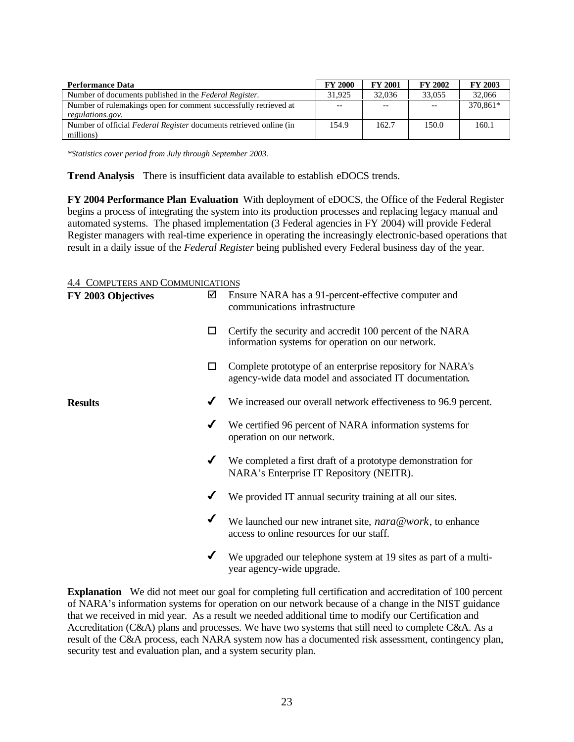| Performance Data | FY 2000 | FY 2001 | FY 2002 | FY 2003 |
|---|---|---|---|---|
| Number of documents published in the *Federal Register.* | 31,925 | 32,036 | 33,055 | 32,066 |
| Number of rulemakings open for comment successfully retrieved at *regulations.gov.* | -- | -- | -- | 370,861* |
| Number of official *Federal Register* documents retrieved online (in millions) | 154.9 | 162.7 | 150.0 | 160.1 |

*\*Statistics cover period from July through September 2003.*

**Trend Analysis** There is insufficient data available to establish eDOCS trends.

**FY 2004 Performance Plan Evaluation** With deployment of eDOCS, the Office of the Federal Register begins a process of integrating the system into its production processes and replacing legacy manual and automated systems. The phased implementation (3 Federal agencies in FY 2004) will provide Federal Register managers with real-time experience in operating the increasingly electronic-based operations that result in a daily issue of the *Federal Register* being published every Federal business day of the year.

4.4 COMPUTERS AND COMMUNICATIONS

**FY 2003 Objectives**

- ☑ Ensure NARA has a 91-percent-effective computer and communications infrastructure
- ☐ Certify the security and accredit 100 percent of the NARA information systems for operation on our network.
- ☐ Complete prototype of an enterprise repository for NARA's agency-wide data model and associated IT documentation.

**Results**

- ✔ We increased our overall network effectiveness to 96.9 percent.
- ✔ We certified 96 percent of NARA information systems for operation on our network.
- ✔ We completed a first draft of a prototype demonstration for NARA's Enterprise IT Repository (NEITR).
- ✔ We provided IT annual security training at all our sites.
- ✔ We launched our new intranet site, *nara@work*, to enhance access to online resources for our staff.
- ✔ We upgraded our telephone system at 19 sites as part of a multi-year agency-wide upgrade.

**Explanation** We did not meet our goal for completing full certification and accreditation of 100 percent of NARA's information systems for operation on our network because of a change in the NIST guidance that we received in mid year. As a result we needed additional time to modify our Certification and Accreditation (C&A) plans and processes. We have two systems that still need to complete C&A. As a result of the C&A process, each NARA system now has a documented risk assessment, contingency plan, security test and evaluation plan, and a system security plan.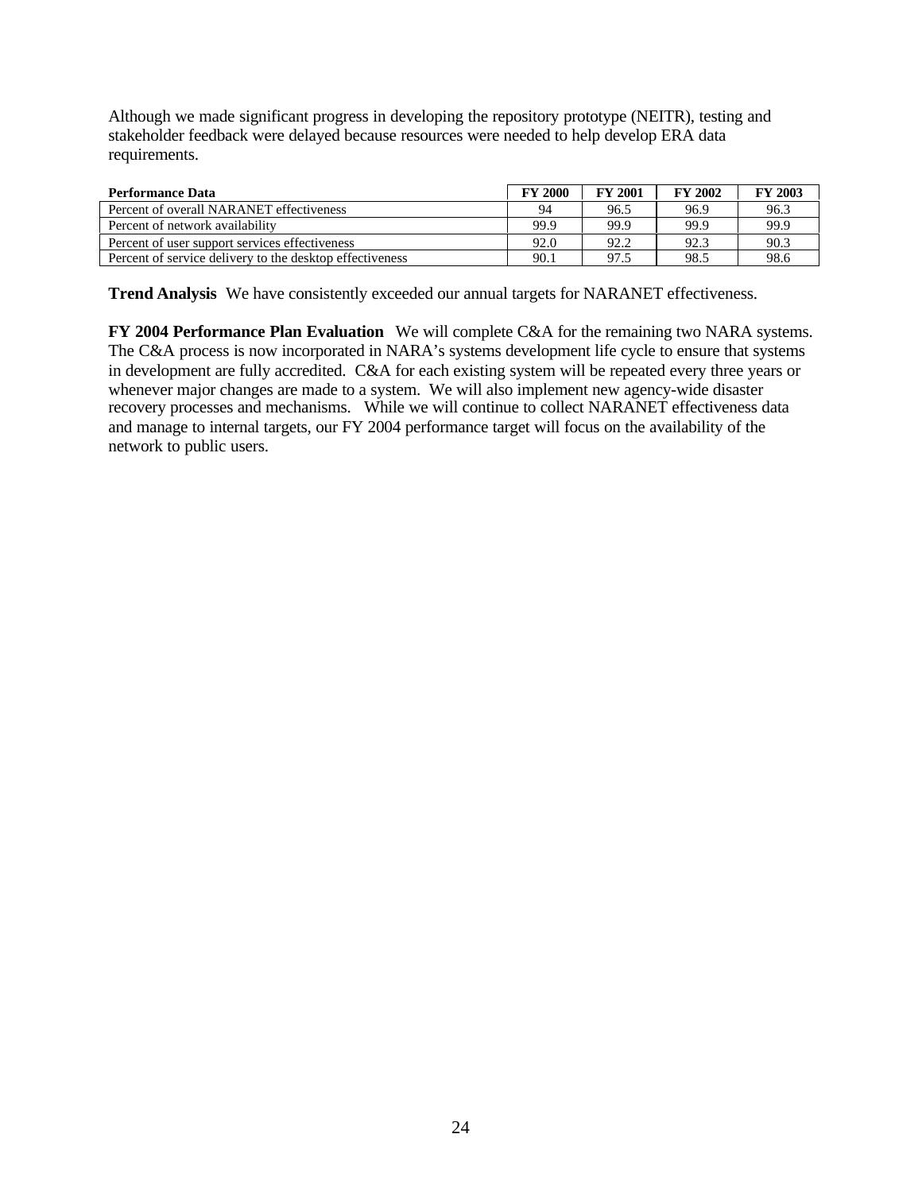Although we made significant progress in developing the repository prototype (NEITR), testing and stakeholder feedback were delayed because resources were needed to help develop ERA data requirements.

| Performance Data | FY 2000 | FY 2001 | FY 2002 | FY 2003 |
|---|---|---|---|---|
| Percent of overall NARANET effectiveness | 94 | 96.5 | 96.9 | 96.3 |
| Percent of network availability | 99.9 | 99.9 | 99.9 | 99.9 |
| Percent of user support services effectiveness | 92.0 | 92.2 | 92.3 | 90.3 |
| Percent of service delivery to the desktop effectiveness | 90.1 | 97.5 | 98.5 | 98.6 |

**Trend Analysis** We have consistently exceeded our annual targets for NARANET effectiveness.

**FY 2004 Performance Plan Evaluation** We will complete C&A for the remaining two NARA systems. The C&A process is now incorporated in NARA's systems development life cycle to ensure that systems in development are fully accredited. C&A for each existing system will be repeated every three years or whenever major changes are made to a system. We will also implement new agency-wide disaster recovery processes and mechanisms. While we will continue to collect NARANET effectiveness data and manage to internal targets, our FY 2004 performance target will focus on the availability of the network to public users.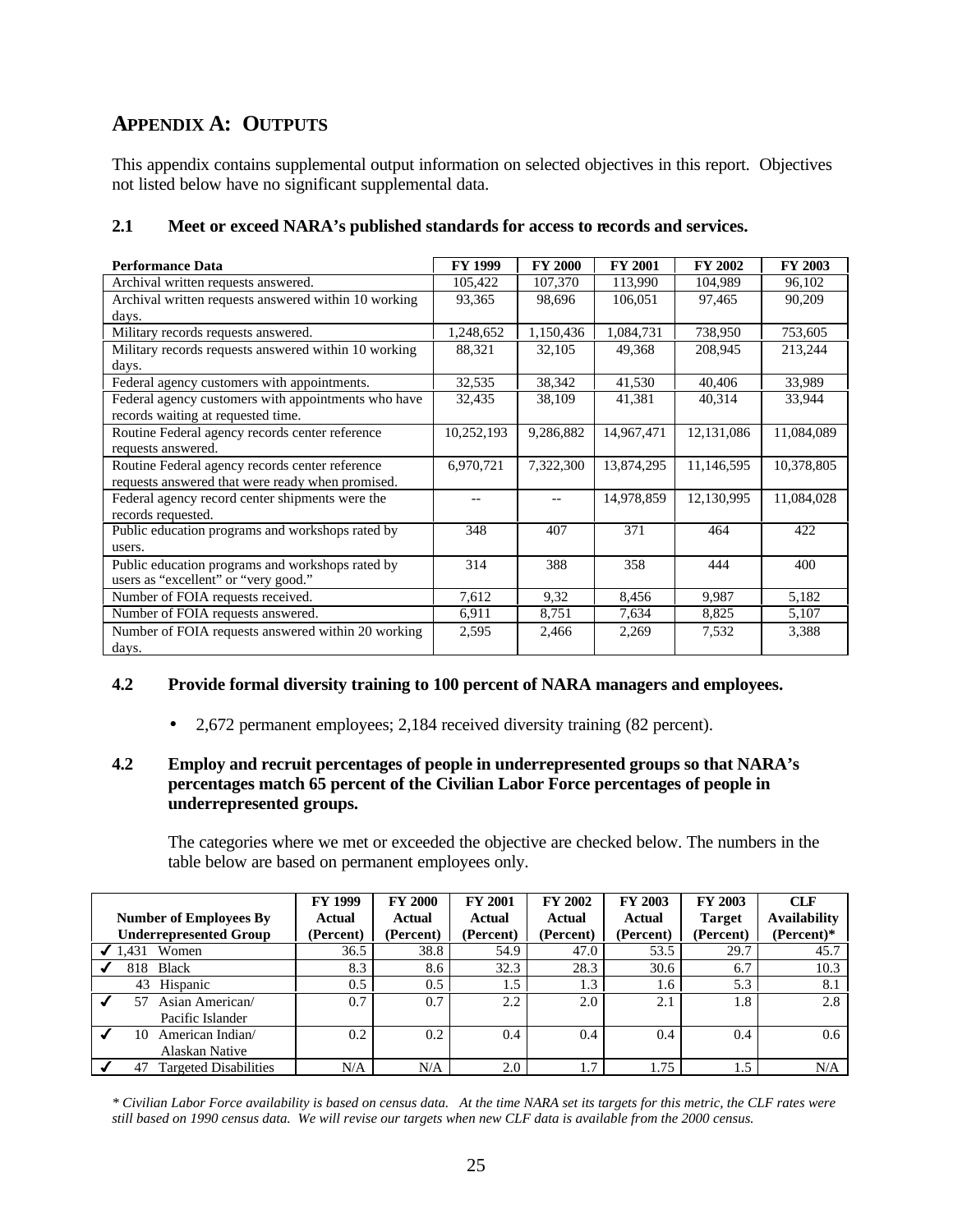## APPENDIX A: OUTPUTS

This appendix contains supplemental output information on selected objectives in this report. Objectives not listed below have no significant supplemental data.

### 2.1 Meet or exceed NARA's published standards for access to records and services.

| Performance Data | FY 1999 | FY 2000 | FY 2001 | FY 2002 | FY 2003 |
|---|---|---|---|---|---|
| Archival written requests answered. | 105,422 | 107,370 | 113,990 | 104,989 | 96,102 |
| Archival written requests answered within 10 working days. | 93,365 | 98,696 | 106,051 | 97,465 | 90,209 |
| Military records requests answered. | 1,248,652 | 1,150,436 | 1,084,731 | 738,950 | 753,605 |
| Military records requests answered within 10 working days. | 88,321 | 32,105 | 49,368 | 208,945 | 213,244 |
| Federal agency customers with appointments. | 32,535 | 38,342 | 41,530 | 40,406 | 33,989 |
| Federal agency customers with appointments who have records waiting at requested time. | 32,435 | 38,109 | 41,381 | 40,314 | 33,944 |
| Routine Federal agency records center reference requests answered. | 10,252,193 | 9,286,882 | 14,967,471 | 12,131,086 | 11,084,089 |
| Routine Federal agency records center reference requests answered that were ready when promised. | 6,970,721 | 7,322,300 | 13,874,295 | 11,146,595 | 10,378,805 |
| Federal agency record center shipments were the records requested. | -- | -- | 14,978,859 | 12,130,995 | 11,084,028 |
| Public education programs and workshops rated by users. | 348 | 407 | 371 | 464 | 422 |
| Public education programs and workshops rated by users as "excellent" or "very good." | 314 | 388 | 358 | 444 | 400 |
| Number of FOIA requests received. | 7,612 | 9,32 | 8,456 | 9,987 | 5,182 |
| Number of FOIA requests answered. | 6,911 | 8,751 | 7,634 | 8,825 | 5,107 |
| Number of FOIA requests answered within 20 working days. | 2,595 | 2,466 | 2,269 | 7,532 | 3,388 |

### 4.2 Provide formal diversity training to 100 percent of NARA managers and employees.

- 2,672 permanent employees; 2,184 received diversity training (82 percent).

### 4.2 Employ and recruit percentages of people in underrepresented groups so that NARA's percentages match 65 percent of the Civilian Labor Force percentages of people in underrepresented groups.

The categories where we met or exceeded the objective are checked below. The numbers in the table below are based on permanent employees only.

| Number of Employees By Underrepresented Group | FY 1999 Actual (Percent) | FY 2000 Actual (Percent) | FY 2001 Actual (Percent) | FY 2002 Actual (Percent) | FY 2003 Actual (Percent) | FY 2003 Target (Percent) | CLF Availability (Percent)* |
|---|---|---|---|---|---|---|---|
| ✓ 1,431 Women | 36.5 | 38.8 | 54.9 | 47.0 | 53.5 | 29.7 | 45.7 |
| ✓ 818 Black | 8.3 | 8.6 | 32.3 | 28.3 | 30.6 | 6.7 | 10.3 |
| 43 Hispanic | 0.5 | 0.5 | 1.5 | 1.3 | 1.6 | 5.3 | 8.1 |
| ✓ 57 Asian American/ Pacific Islander | 0.7 | 0.7 | 2.2 | 2.0 | 2.1 | 1.8 | 2.8 |
| ✓ 10 American Indian/ Alaskan Native | 0.2 | 0.2 | 0.4 | 0.4 | 0.4 | 0.4 | 0.6 |
| ✓ 47 Targeted Disabilities | N/A | N/A | 2.0 | 1.7 | 1.75 | 1.5 | N/A |

*\* Civilian Labor Force availability is based on census data. At the time NARA set its targets for this metric, the CLF rates were still based on 1990 census data. We will revise our targets when new CLF data is available from the 2000 census.*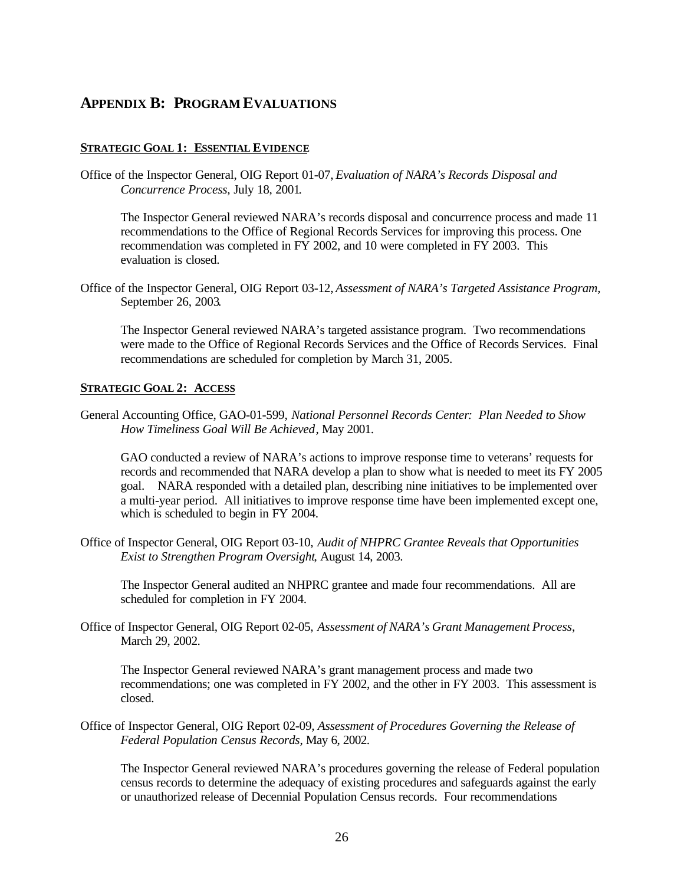# Appendix B: Program Evaluations

## Strategic Goal 1: Essential Evidence

Office of the Inspector General, OIG Report 01-07, *Evaluation of NARA's Records Disposal and Concurrence Process,* July 18, 2001.

> The Inspector General reviewed NARA's records disposal and concurrence process and made 11 recommendations to the Office of Regional Records Services for improving this process. One recommendation was completed in FY 2002, and 10 were completed in FY 2003. This evaluation is closed.

Office of the Inspector General, OIG Report 03-12, *Assessment of NARA's Targeted Assistance Program,* September 26, 2003.

> The Inspector General reviewed NARA's targeted assistance program. Two recommendations were made to the Office of Regional Records Services and the Office of Records Services. Final recommendations are scheduled for completion by March 31, 2005.

## Strategic Goal 2: Access

General Accounting Office, GAO-01-599, *National Personnel Records Center: Plan Needed to Show How Timeliness Goal Will Be Achieved*, May 2001.

> GAO conducted a review of NARA's actions to improve response time to veterans' requests for records and recommended that NARA develop a plan to show what is needed to meet its FY 2005 goal. NARA responded with a detailed plan, describing nine initiatives to be implemented over a multi-year period. All initiatives to improve response time have been implemented except one, which is scheduled to begin in FY 2004.

Office of Inspector General, OIG Report 03-10, *Audit of NHPRC Grantee Reveals that Opportunities Exist to Strengthen Program Oversight*, August 14, 2003.

> The Inspector General audited an NHPRC grantee and made four recommendations. All are scheduled for completion in FY 2004.

Office of Inspector General, OIG Report 02-05, *Assessment of NARA's Grant Management Process*, March 29, 2002.

> The Inspector General reviewed NARA's grant management process and made two recommendations; one was completed in FY 2002, and the other in FY 2003. This assessment is closed.

Office of Inspector General, OIG Report 02-09, *Assessment of Procedures Governing the Release of Federal Population Census Records*, May 6, 2002.

> The Inspector General reviewed NARA's procedures governing the release of Federal population census records to determine the adequacy of existing procedures and safeguards against the early or unauthorized release of Decennial Population Census records. Four recommendations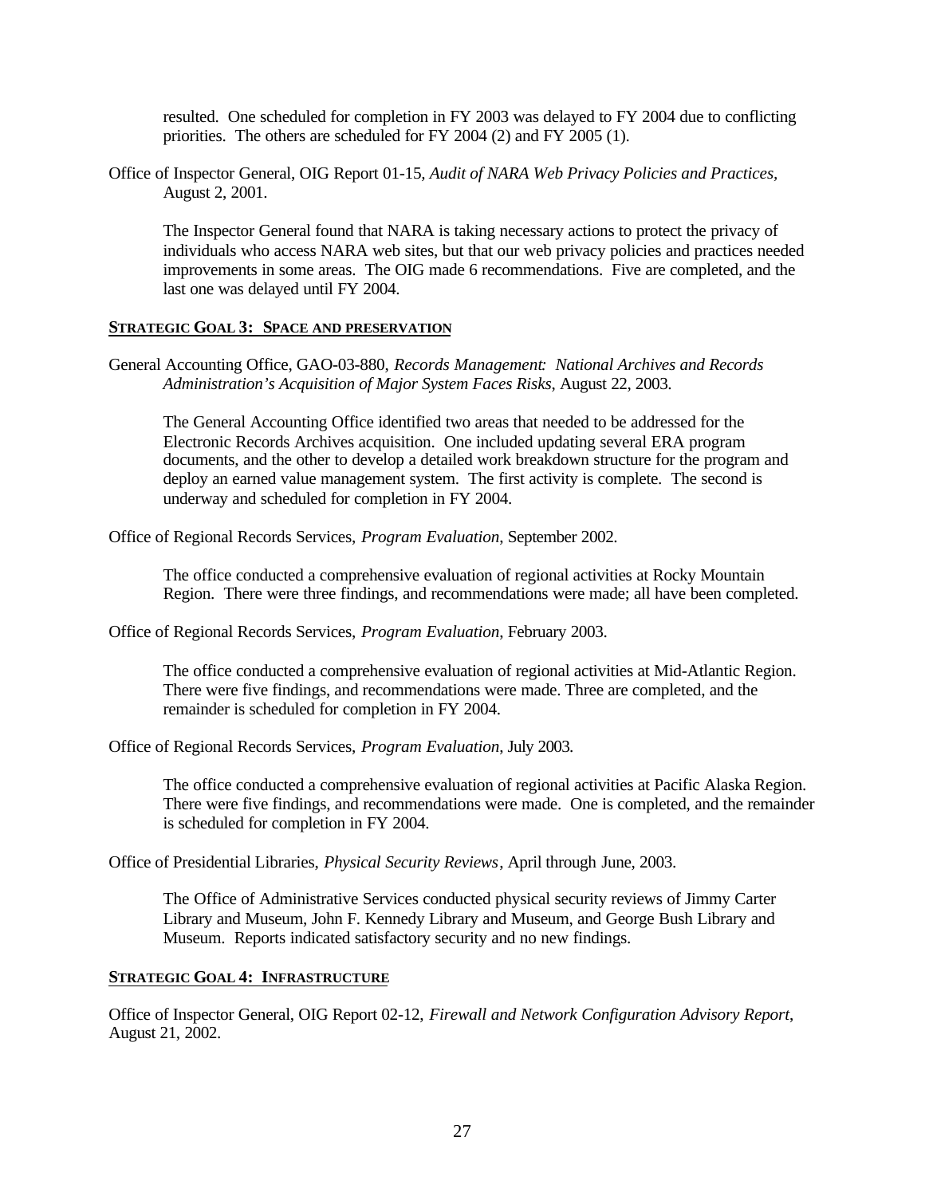resulted. One scheduled for completion in FY 2003 was delayed to FY 2004 due to conflicting priorities. The others are scheduled for FY 2004 (2) and FY 2005 (1).

Office of Inspector General, OIG Report 01-15, *Audit of NARA Web Privacy Policies and Practices*, August 2, 2001.

The Inspector General found that NARA is taking necessary actions to protect the privacy of individuals who access NARA web sites, but that our web privacy policies and practices needed improvements in some areas. The OIG made 6 recommendations. Five are completed, and the last one was delayed until FY 2004.

**STRATEGIC GOAL 3: SPACE AND PRESERVATION**

General Accounting Office, GAO-03-880, *Records Management: National Archives and Records Administration's Acquisition of Major System Faces Risks*, August 22, 2003.

The General Accounting Office identified two areas that needed to be addressed for the Electronic Records Archives acquisition. One included updating several ERA program documents, and the other to develop a detailed work breakdown structure for the program and deploy an earned value management system. The first activity is complete. The second is underway and scheduled for completion in FY 2004.

Office of Regional Records Services, *Program Evaluation*, September 2002.

The office conducted a comprehensive evaluation of regional activities at Rocky Mountain Region. There were three findings, and recommendations were made; all have been completed.

Office of Regional Records Services, *Program Evaluation*, February 2003.

The office conducted a comprehensive evaluation of regional activities at Mid-Atlantic Region. There were five findings, and recommendations were made. Three are completed, and the remainder is scheduled for completion in FY 2004.

Office of Regional Records Services, *Program Evaluation*, July 2003.

The office conducted a comprehensive evaluation of regional activities at Pacific Alaska Region. There were five findings, and recommendations were made. One is completed, and the remainder is scheduled for completion in FY 2004.

Office of Presidential Libraries, *Physical Security Reviews*, April through June, 2003.

The Office of Administrative Services conducted physical security reviews of Jimmy Carter Library and Museum, John F. Kennedy Library and Museum, and George Bush Library and Museum. Reports indicated satisfactory security and no new findings.

**STRATEGIC GOAL 4: INFRASTRUCTURE**

Office of Inspector General, OIG Report 02-12, *Firewall and Network Configuration Advisory Report*, August 21, 2002.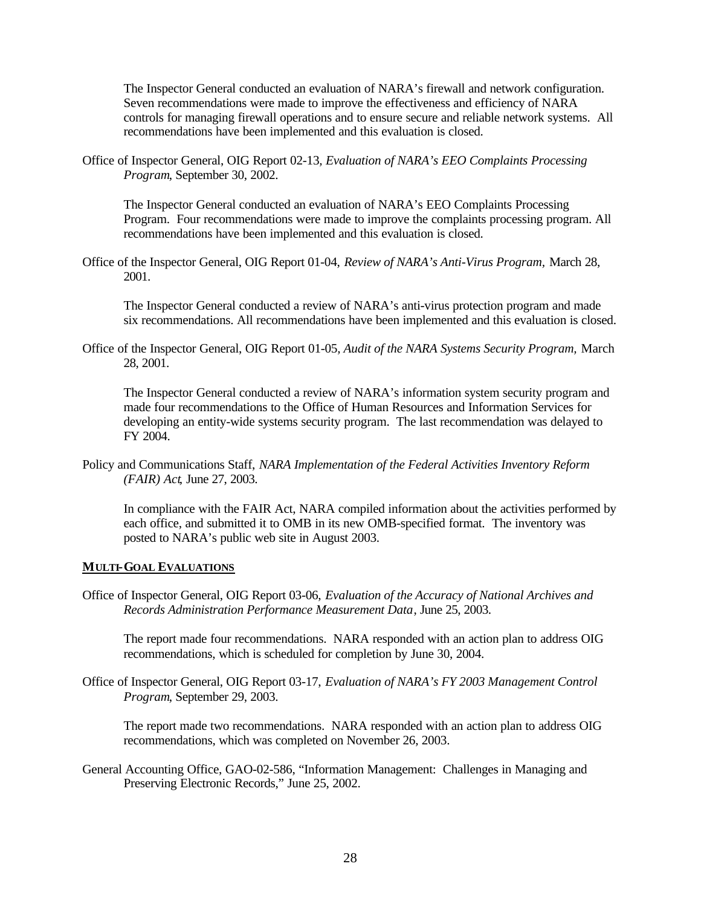The Inspector General conducted an evaluation of NARA's firewall and network configuration. Seven recommendations were made to improve the effectiveness and efficiency of NARA controls for managing firewall operations and to ensure secure and reliable network systems. All recommendations have been implemented and this evaluation is closed.

Office of Inspector General, OIG Report 02-13, *Evaluation of NARA's EEO Complaints Processing Program*, September 30, 2002.

The Inspector General conducted an evaluation of NARA's EEO Complaints Processing Program. Four recommendations were made to improve the complaints processing program. All recommendations have been implemented and this evaluation is closed.

Office of the Inspector General, OIG Report 01-04, *Review of NARA's Anti-Virus Program*, March 28, 2001.

The Inspector General conducted a review of NARA's anti-virus protection program and made six recommendations. All recommendations have been implemented and this evaluation is closed.

Office of the Inspector General, OIG Report 01-05, *Audit of the NARA Systems Security Program*, March 28, 2001.

The Inspector General conducted a review of NARA's information system security program and made four recommendations to the Office of Human Resources and Information Services for developing an entity-wide systems security program. The last recommendation was delayed to FY 2004.

Policy and Communications Staff, *NARA Implementation of the Federal Activities Inventory Reform (FAIR) Act*, June 27, 2003.

In compliance with the FAIR Act, NARA compiled information about the activities performed by each office, and submitted it to OMB in its new OMB-specified format. The inventory was posted to NARA's public web site in August 2003.

## MULTI-GOAL EVALUATIONS

Office of Inspector General, OIG Report 03-06, *Evaluation of the Accuracy of National Archives and Records Administration Performance Measurement Data*, June 25, 2003.

The report made four recommendations. NARA responded with an action plan to address OIG recommendations, which is scheduled for completion by June 30, 2004.

Office of Inspector General, OIG Report 03-17, *Evaluation of NARA's FY 2003 Management Control Program*, September 29, 2003.

The report made two recommendations. NARA responded with an action plan to address OIG recommendations, which was completed on November 26, 2003.

General Accounting Office, GAO-02-586, "Information Management: Challenges in Managing and Preserving Electronic Records," June 25, 2002.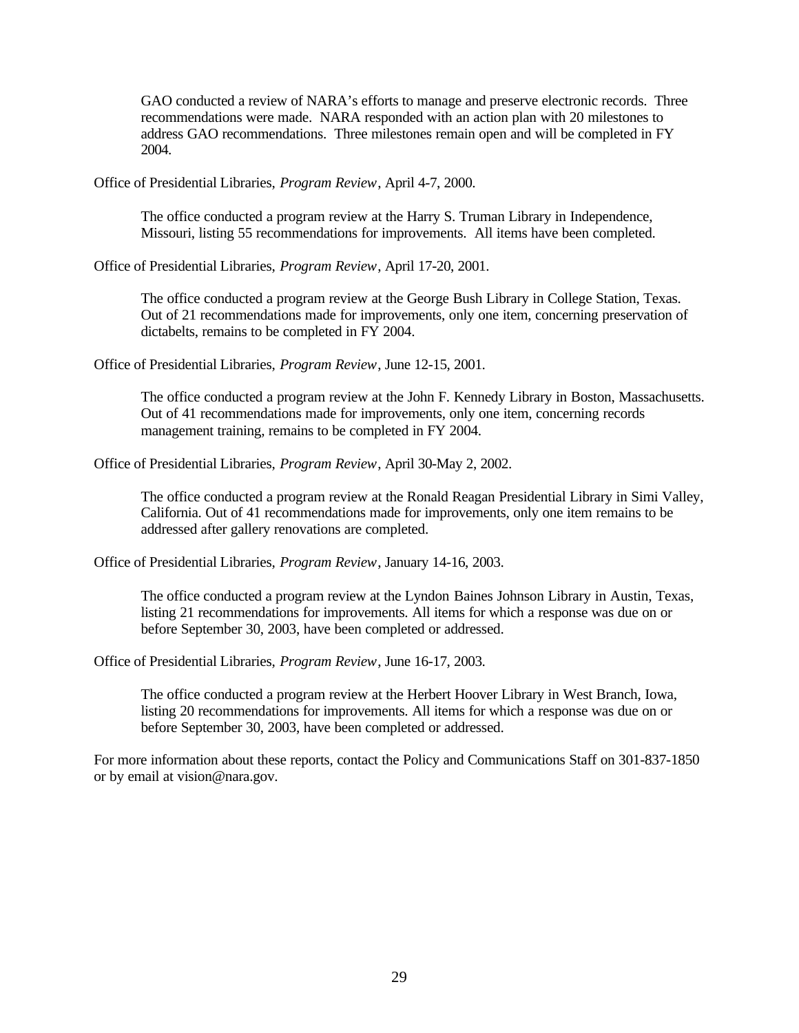GAO conducted a review of NARA's efforts to manage and preserve electronic records. Three recommendations were made. NARA responded with an action plan with 20 milestones to address GAO recommendations. Three milestones remain open and will be completed in FY 2004.

Office of Presidential Libraries, *Program Review*, April 4-7, 2000.

The office conducted a program review at the Harry S. Truman Library in Independence, Missouri, listing 55 recommendations for improvements. All items have been completed.

Office of Presidential Libraries, *Program Review*, April 17-20, 2001.

The office conducted a program review at the George Bush Library in College Station, Texas. Out of 21 recommendations made for improvements, only one item, concerning preservation of dictabelts, remains to be completed in FY 2004.

Office of Presidential Libraries, *Program Review*, June 12-15, 2001.

The office conducted a program review at the John F. Kennedy Library in Boston, Massachusetts. Out of 41 recommendations made for improvements, only one item, concerning records management training, remains to be completed in FY 2004.

Office of Presidential Libraries, *Program Review*, April 30-May 2, 2002.

The office conducted a program review at the Ronald Reagan Presidential Library in Simi Valley, California. Out of 41 recommendations made for improvements, only one item remains to be addressed after gallery renovations are completed.

Office of Presidential Libraries, *Program Review*, January 14-16, 2003.

The office conducted a program review at the Lyndon Baines Johnson Library in Austin, Texas, listing 21 recommendations for improvements. All items for which a response was due on or before September 30, 2003, have been completed or addressed.

Office of Presidential Libraries, *Program Review*, June 16-17, 2003.

The office conducted a program review at the Herbert Hoover Library in West Branch, Iowa, listing 20 recommendations for improvements. All items for which a response was due on or before September 30, 2003, have been completed or addressed.

For more information about these reports, contact the Policy and Communications Staff on 301-837-1850 or by email at vision@nara.gov.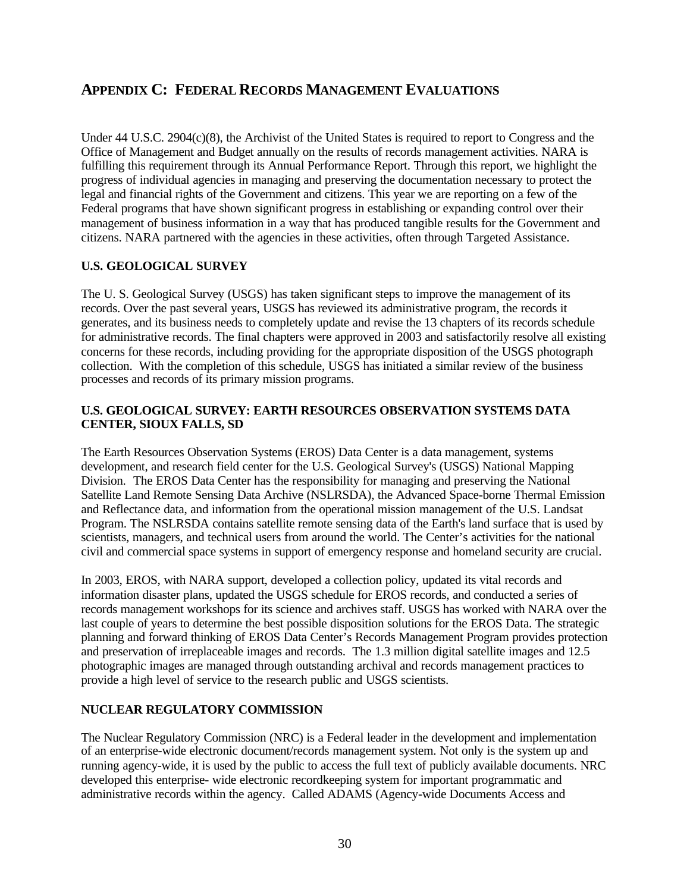# APPENDIX C: FEDERAL RECORDS MANAGEMENT EVALUATIONS

Under 44 U.S.C. 2904(c)(8), the Archivist of the United States is required to report to Congress and the Office of Management and Budget annually on the results of records management activities. NARA is fulfilling this requirement through its Annual Performance Report. Through this report, we highlight the progress of individual agencies in managing and preserving the documentation necessary to protect the legal and financial rights of the Government and citizens. This year we are reporting on a few of the Federal programs that have shown significant progress in establishing or expanding control over their management of business information in a way that has produced tangible results for the Government and citizens. NARA partnered with the agencies in these activities, often through Targeted Assistance.

## U.S. GEOLOGICAL SURVEY

The U. S. Geological Survey (USGS) has taken significant steps to improve the management of its records. Over the past several years, USGS has reviewed its administrative program, the records it generates, and its business needs to completely update and revise the 13 chapters of its records schedule for administrative records. The final chapters were approved in 2003 and satisfactorily resolve all existing concerns for these records, including providing for the appropriate disposition of the USGS photograph collection. With the completion of this schedule, USGS has initiated a similar review of the business processes and records of its primary mission programs.

## U.S. GEOLOGICAL SURVEY: EARTH RESOURCES OBSERVATION SYSTEMS DATA CENTER, SIOUX FALLS, SD

The Earth Resources Observation Systems (EROS) Data Center is a data management, systems development, and research field center for the U.S. Geological Survey's (USGS) National Mapping Division. The EROS Data Center has the responsibility for managing and preserving the National Satellite Land Remote Sensing Data Archive (NSLRSDA), the Advanced Space-borne Thermal Emission and Reflectance data, and information from the operational mission management of the U.S. Landsat Program. The NSLRSDA contains satellite remote sensing data of the Earth's land surface that is used by scientists, managers, and technical users from around the world. The Center's activities for the national civil and commercial space systems in support of emergency response and homeland security are crucial.

In 2003, EROS, with NARA support, developed a collection policy, updated its vital records and information disaster plans, updated the USGS schedule for EROS records, and conducted a series of records management workshops for its science and archives staff. USGS has worked with NARA over the last couple of years to determine the best possible disposition solutions for the EROS Data. The strategic planning and forward thinking of EROS Data Center's Records Management Program provides protection and preservation of irreplaceable images and records. The 1.3 million digital satellite images and 12.5 photographic images are managed through outstanding archival and records management practices to provide a high level of service to the research public and USGS scientists.

## NUCLEAR REGULATORY COMMISSION

The Nuclear Regulatory Commission (NRC) is a Federal leader in the development and implementation of an enterprise-wide electronic document/records management system. Not only is the system up and running agency-wide, it is used by the public to access the full text of publicly available documents. NRC developed this enterprise- wide electronic recordkeeping system for important programmatic and administrative records within the agency. Called ADAMS (Agency-wide Documents Access and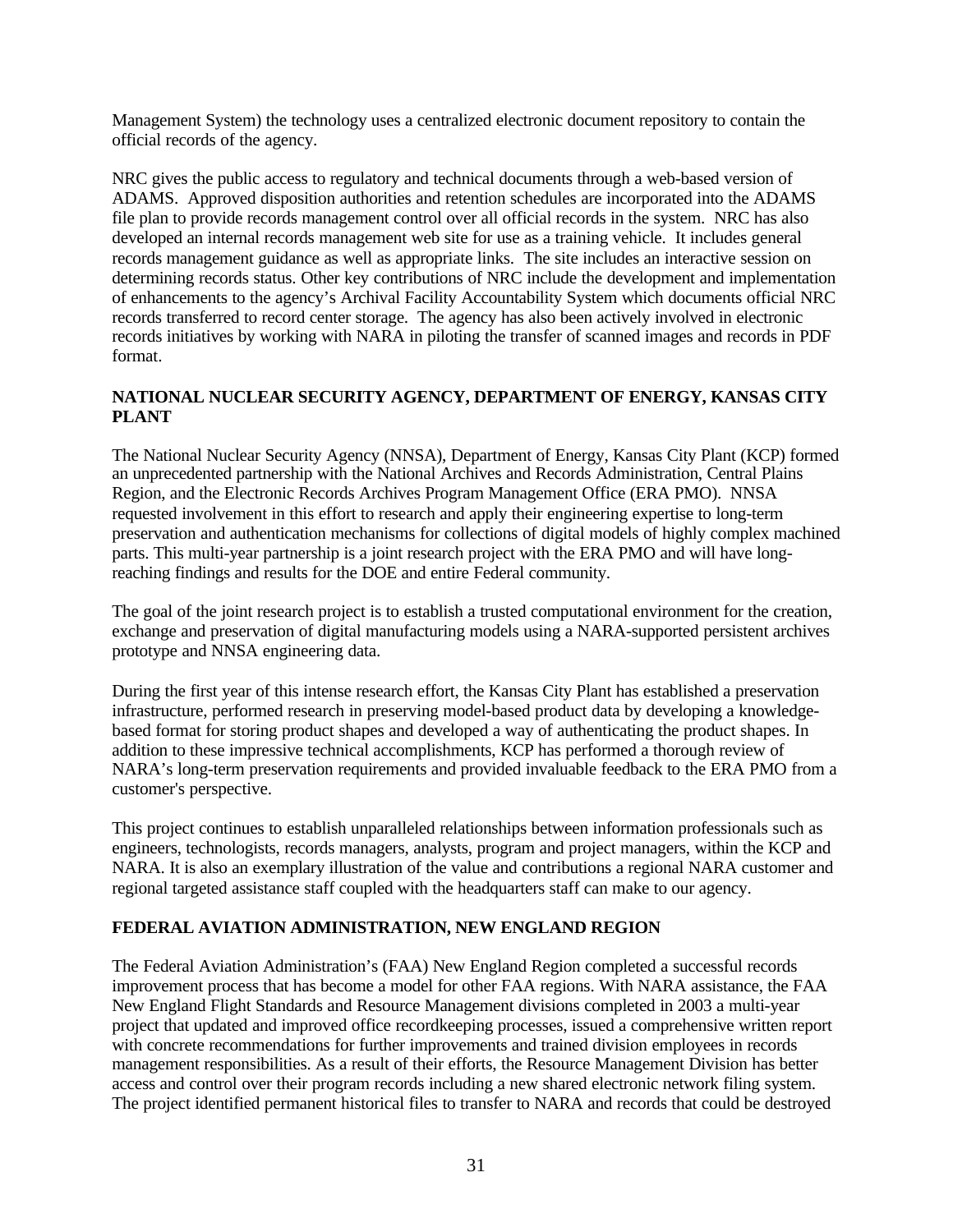Management System) the technology uses a centralized electronic document repository to contain the official records of the agency.

NRC gives the public access to regulatory and technical documents through a web-based version of ADAMS. Approved disposition authorities and retention schedules are incorporated into the ADAMS file plan to provide records management control over all official records in the system. NRC has also developed an internal records management web site for use as a training vehicle. It includes general records management guidance as well as appropriate links. The site includes an interactive session on determining records status. Other key contributions of NRC include the development and implementation of enhancements to the agency's Archival Facility Accountability System which documents official NRC records transferred to record center storage. The agency has also been actively involved in electronic records initiatives by working with NARA in piloting the transfer of scanned images and records in PDF format.

**NATIONAL NUCLEAR SECURITY AGENCY, DEPARTMENT OF ENERGY, KANSAS CITY PLANT**

The National Nuclear Security Agency (NNSA), Department of Energy, Kansas City Plant (KCP) formed an unprecedented partnership with the National Archives and Records Administration, Central Plains Region, and the Electronic Records Archives Program Management Office (ERA PMO). NNSA requested involvement in this effort to research and apply their engineering expertise to long-term preservation and authentication mechanisms for collections of digital models of highly complex machined parts. This multi-year partnership is a joint research project with the ERA PMO and will have long-reaching findings and results for the DOE and entire Federal community.

The goal of the joint research project is to establish a trusted computational environment for the creation, exchange and preservation of digital manufacturing models using a NARA-supported persistent archives prototype and NNSA engineering data.

During the first year of this intense research effort, the Kansas City Plant has established a preservation infrastructure, performed research in preserving model-based product data by developing a knowledge-based format for storing product shapes and developed a way of authenticating the product shapes. In addition to these impressive technical accomplishments, KCP has performed a thorough review of NARA's long-term preservation requirements and provided invaluable feedback to the ERA PMO from a customer's perspective.

This project continues to establish unparalleled relationships between information professionals such as engineers, technologists, records managers, analysts, program and project managers, within the KCP and NARA. It is also an exemplary illustration of the value and contributions a regional NARA customer and regional targeted assistance staff coupled with the headquarters staff can make to our agency.

**FEDERAL AVIATION ADMINISTRATION, NEW ENGLAND REGION**

The Federal Aviation Administration's (FAA) New England Region completed a successful records improvement process that has become a model for other FAA regions. With NARA assistance, the FAA New England Flight Standards and Resource Management divisions completed in 2003 a multi-year project that updated and improved office recordkeeping processes, issued a comprehensive written report with concrete recommendations for further improvements and trained division employees in records management responsibilities. As a result of their efforts, the Resource Management Division has better access and control over their program records including a new shared electronic network filing system. The project identified permanent historical files to transfer to NARA and records that could be destroyed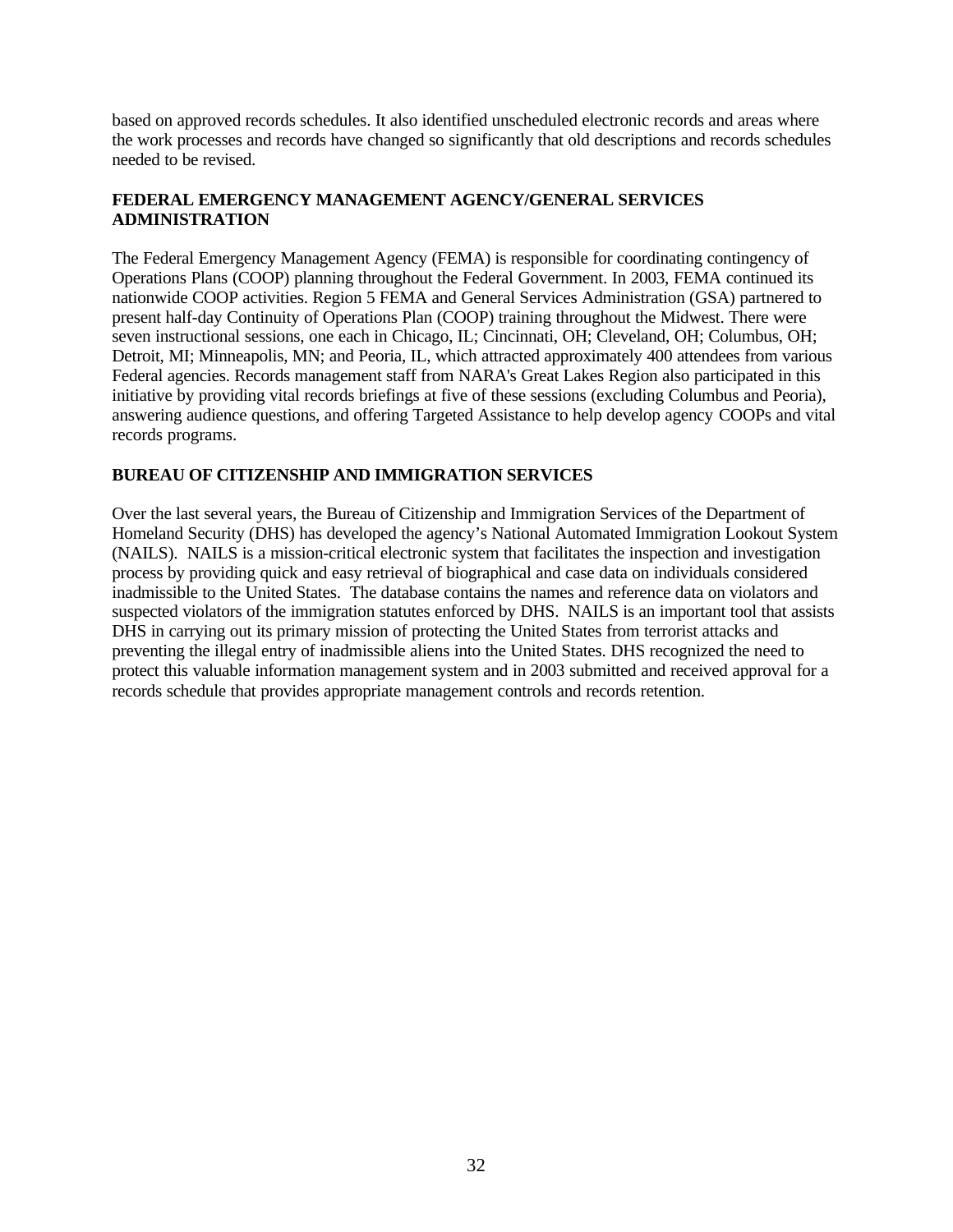based on approved records schedules. It also identified unscheduled electronic records and areas where the work processes and records have changed so significantly that old descriptions and records schedules needed to be revised.

## FEDERAL EMERGENCY MANAGEMENT AGENCY/GENERAL SERVICES ADMINISTRATION

The Federal Emergency Management Agency (FEMA) is responsible for coordinating contingency of Operations Plans (COOP) planning throughout the Federal Government. In 2003, FEMA continued its nationwide COOP activities. Region 5 FEMA and General Services Administration (GSA) partnered to present half-day Continuity of Operations Plan (COOP) training throughout the Midwest. There were seven instructional sessions, one each in Chicago, IL; Cincinnati, OH; Cleveland, OH; Columbus, OH; Detroit, MI; Minneapolis, MN; and Peoria, IL, which attracted approximately 400 attendees from various Federal agencies. Records management staff from NARA's Great Lakes Region also participated in this initiative by providing vital records briefings at five of these sessions (excluding Columbus and Peoria), answering audience questions, and offering Targeted Assistance to help develop agency COOPs and vital records programs.

## BUREAU OF CITIZENSHIP AND IMMIGRATION SERVICES

Over the last several years, the Bureau of Citizenship and Immigration Services of the Department of Homeland Security (DHS) has developed the agency's National Automated Immigration Lookout System (NAILS). NAILS is a mission-critical electronic system that facilitates the inspection and investigation process by providing quick and easy retrieval of biographical and case data on individuals considered inadmissible to the United States. The database contains the names and reference data on violators and suspected violators of the immigration statutes enforced by DHS. NAILS is an important tool that assists DHS in carrying out its primary mission of protecting the United States from terrorist attacks and preventing the illegal entry of inadmissible aliens into the United States. DHS recognized the need to protect this valuable information management system and in 2003 submitted and received approval for a records schedule that provides appropriate management controls and records retention.